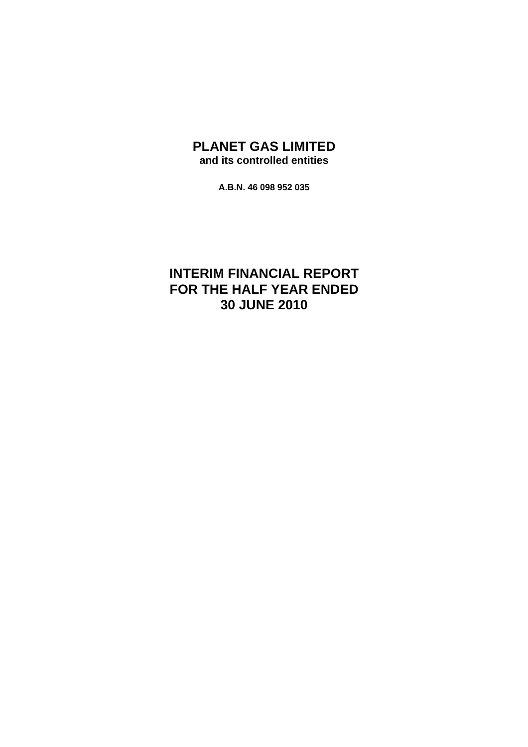# PLANET GAS LIMITED

**and its controlled entities**

**A.B.N. 46 098 952 035**

# INTERIM FINANCIAL REPORT FOR THE HALF YEAR ENDED 30 JUNE 2010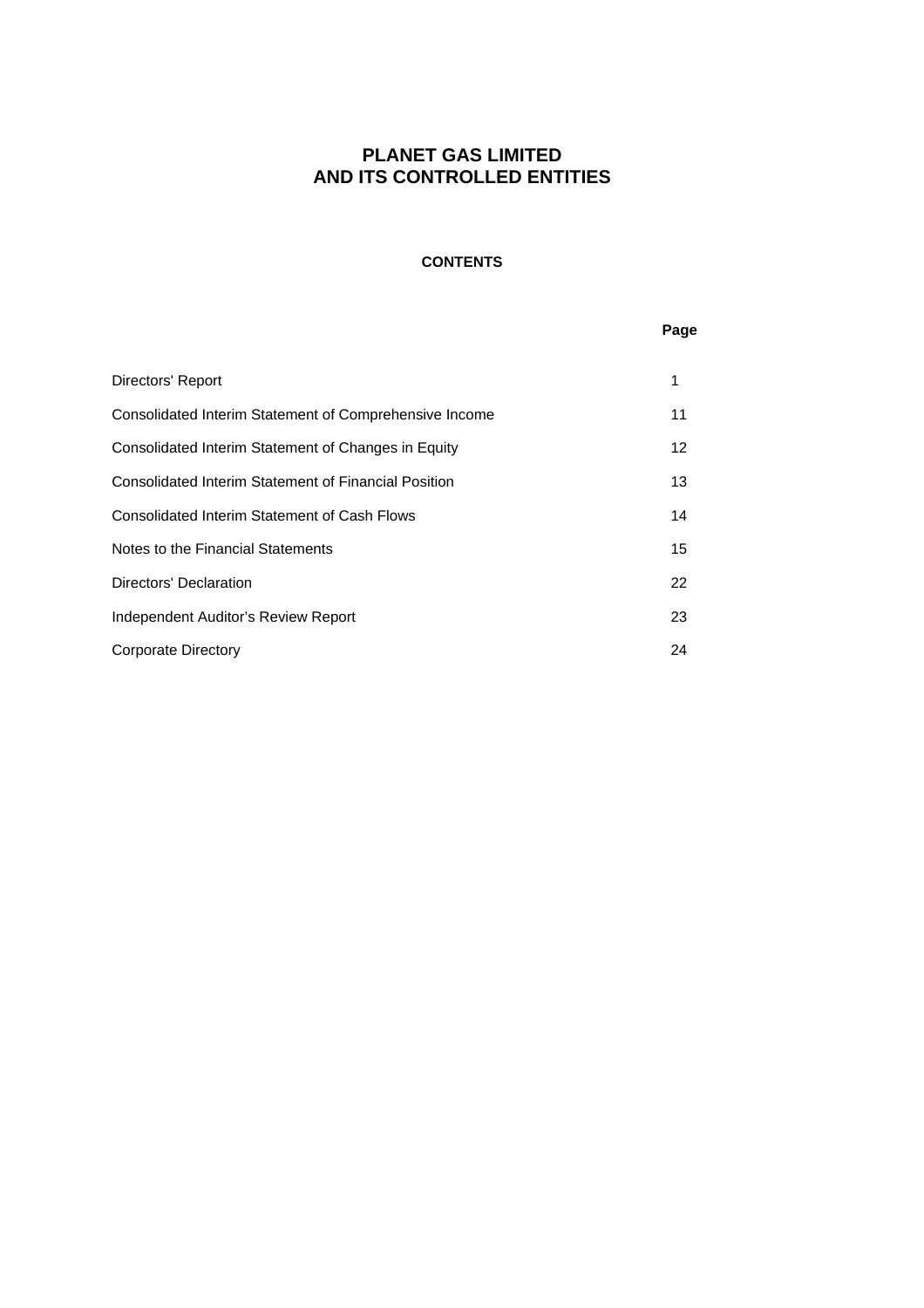# PLANET GAS LIMITED
# AND ITS CONTROLLED ENTITIES

## CONTENTS

| | Page |
|---|---|
| Directors' Report | 1 |
| Consolidated Interim Statement of Comprehensive Income | 11 |
| Consolidated Interim Statement of Changes in Equity | 12 |
| Consolidated Interim Statement of Financial Position | 13 |
| Consolidated Interim Statement of Cash Flows | 14 |
| Notes to the Financial Statements | 15 |
| Directors' Declaration | 22 |
| Independent Auditor's Review Report | 23 |
| Corporate Directory | 24 |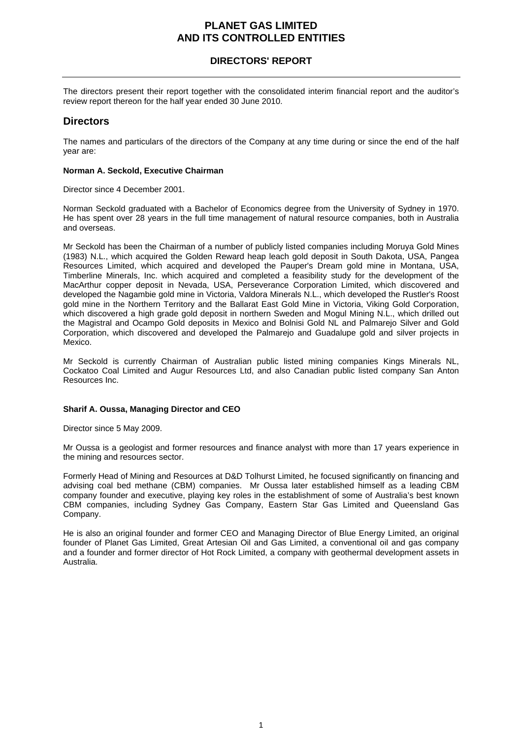# PLANET GAS LIMITED AND ITS CONTROLLED ENTITIES

## DIRECTORS' REPORT

The directors present their report together with the consolidated interim financial report and the auditor's review report thereon for the half year ended 30 June 2010.

## Directors

The names and particulars of the directors of the Company at any time during or since the end of the half year are:

**Norman A. Seckold, Executive Chairman**

Director since 4 December 2001.

Norman Seckold graduated with a Bachelor of Economics degree from the University of Sydney in 1970. He has spent over 28 years in the full time management of natural resource companies, both in Australia and overseas.

Mr Seckold has been the Chairman of a number of publicly listed companies including Moruya Gold Mines (1983) N.L., which acquired the Golden Reward heap leach gold deposit in South Dakota, USA, Pangea Resources Limited, which acquired and developed the Pauper's Dream gold mine in Montana, USA, Timberline Minerals, Inc. which acquired and completed a feasibility study for the development of the MacArthur copper deposit in Nevada, USA, Perseverance Corporation Limited, which discovered and developed the Nagambie gold mine in Victoria, Valdora Minerals N.L., which developed the Rustler's Roost gold mine in the Northern Territory and the Ballarat East Gold Mine in Victoria, Viking Gold Corporation, which discovered a high grade gold deposit in northern Sweden and Mogul Mining N.L., which drilled out the Magistral and Ocampo Gold deposits in Mexico and Bolnisi Gold NL and Palmarejo Silver and Gold Corporation, which discovered and developed the Palmarejo and Guadalupe gold and silver projects in Mexico.

Mr Seckold is currently Chairman of Australian public listed mining companies Kings Minerals NL, Cockatoo Coal Limited and Augur Resources Ltd, and also Canadian public listed company San Anton Resources Inc.

**Sharif A. Oussa, Managing Director and CEO**

Director since 5 May 2009.

Mr Oussa is a geologist and former resources and finance analyst with more than 17 years experience in the mining and resources sector.

Formerly Head of Mining and Resources at D&D Tolhurst Limited, he focused significantly on financing and advising coal bed methane (CBM) companies. Mr Oussa later established himself as a leading CBM company founder and executive, playing key roles in the establishment of some of Australia's best known CBM companies, including Sydney Gas Company, Eastern Star Gas Limited and Queensland Gas Company.

He is also an original founder and former CEO and Managing Director of Blue Energy Limited, an original founder of Planet Gas Limited, Great Artesian Oil and Gas Limited, a conventional oil and gas company and a founder and former director of Hot Rock Limited, a company with geothermal development assets in Australia.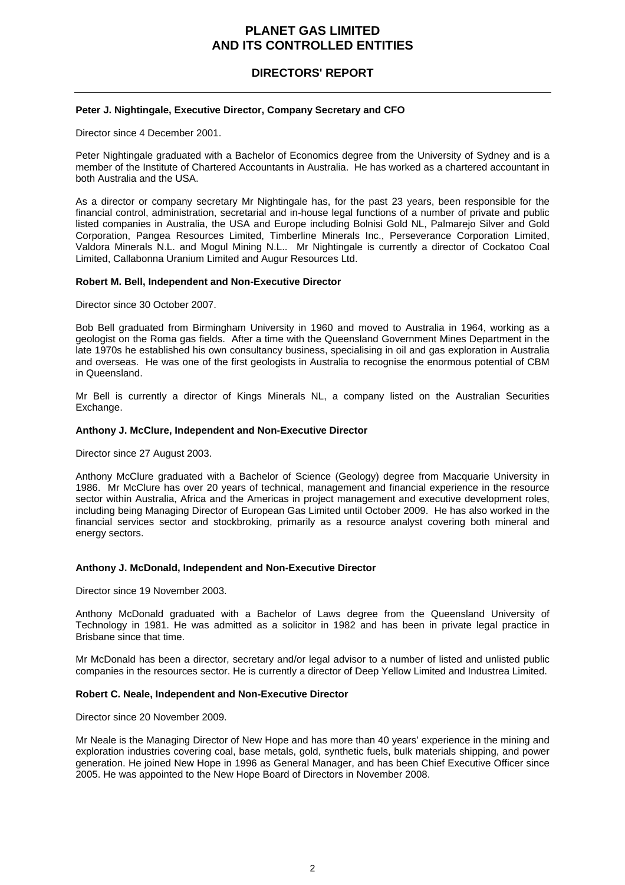## DIRECTORS' REPORT

**Peter J. Nightingale, Executive Director, Company Secretary and CFO**

Director since 4 December 2001.

Peter Nightingale graduated with a Bachelor of Economics degree from the University of Sydney and is a member of the Institute of Chartered Accountants in Australia. He has worked as a chartered accountant in both Australia and the USA.

As a director or company secretary Mr Nightingale has, for the past 23 years, been responsible for the financial control, administration, secretarial and in-house legal functions of a number of private and public listed companies in Australia, the USA and Europe including Bolnisi Gold NL, Palmarejo Silver and Gold Corporation, Pangea Resources Limited, Timberline Minerals Inc., Perseverance Corporation Limited, Valdora Minerals N.L. and Mogul Mining N.L.. Mr Nightingale is currently a director of Cockatoo Coal Limited, Callabonna Uranium Limited and Augur Resources Ltd.

**Robert M. Bell, Independent and Non-Executive Director**

Director since 30 October 2007.

Bob Bell graduated from Birmingham University in 1960 and moved to Australia in 1964, working as a geologist on the Roma gas fields. After a time with the Queensland Government Mines Department in the late 1970s he established his own consultancy business, specialising in oil and gas exploration in Australia and overseas. He was one of the first geologists in Australia to recognise the enormous potential of CBM in Queensland.

Mr Bell is currently a director of Kings Minerals NL, a company listed on the Australian Securities Exchange.

**Anthony J. McClure, Independent and Non-Executive Director**

Director since 27 August 2003.

Anthony McClure graduated with a Bachelor of Science (Geology) degree from Macquarie University in 1986. Mr McClure has over 20 years of technical, management and financial experience in the resource sector within Australia, Africa and the Americas in project management and executive development roles, including being Managing Director of European Gas Limited until October 2009. He has also worked in the financial services sector and stockbroking, primarily as a resource analyst covering both mineral and energy sectors.

**Anthony J. McDonald, Independent and Non-Executive Director**

Director since 19 November 2003.

Anthony McDonald graduated with a Bachelor of Laws degree from the Queensland University of Technology in 1981. He was admitted as a solicitor in 1982 and has been in private legal practice in Brisbane since that time.

Mr McDonald has been a director, secretary and/or legal advisor to a number of listed and unlisted public companies in the resources sector. He is currently a director of Deep Yellow Limited and Industrea Limited.

**Robert C. Neale, Independent and Non-Executive Director**

Director since 20 November 2009.

Mr Neale is the Managing Director of New Hope and has more than 40 years' experience in the mining and exploration industries covering coal, base metals, gold, synthetic fuels, bulk materials shipping, and power generation. He joined New Hope in 1996 as General Manager, and has been Chief Executive Officer since 2005. He was appointed to the New Hope Board of Directors in November 2008.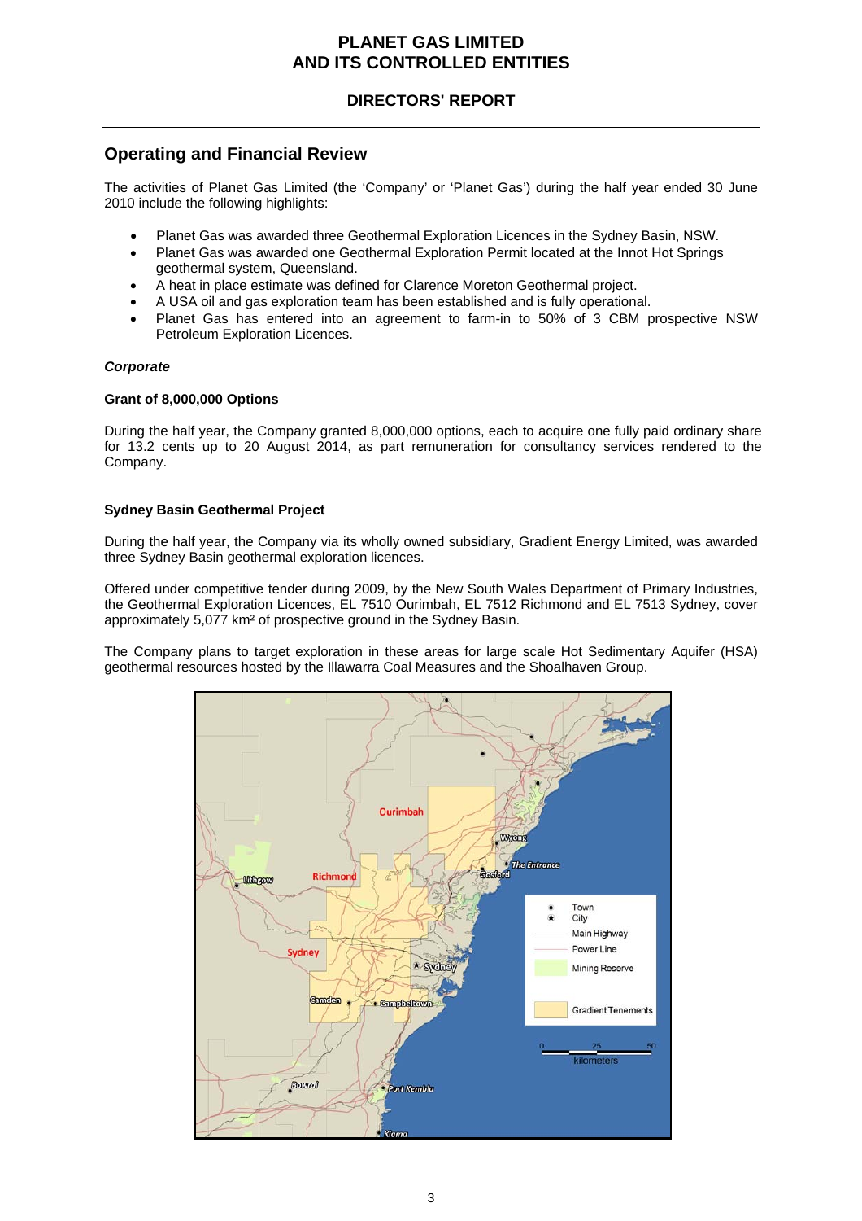## Operating and Financial Review

The activities of Planet Gas Limited (the 'Company' or 'Planet Gas') during the half year ended 30 June 2010 include the following highlights:

- Planet Gas was awarded three Geothermal Exploration Licences in the Sydney Basin, NSW.
- Planet Gas was awarded one Geothermal Exploration Permit located at the Innot Hot Springs geothermal system, Queensland.
- A heat in place estimate was defined for Clarence Moreton Geothermal project.
- A USA oil and gas exploration team has been established and is fully operational.
- Planet Gas has entered into an agreement to farm-in to 50% of 3 CBM prospective NSW Petroleum Exploration Licences.

***Corporate***

**Grant of 8,000,000 Options**

During the half year, the Company granted 8,000,000 options, each to acquire one fully paid ordinary share for 13.2 cents up to 20 August 2014, as part remuneration for consultancy services rendered to the Company.

**Sydney Basin Geothermal Project**

During the half year, the Company via its wholly owned subsidiary, Gradient Energy Limited, was awarded three Sydney Basin geothermal exploration licences.

Offered under competitive tender during 2009, by the New South Wales Department of Primary Industries, the Geothermal Exploration Licences, EL 7510 Ourimbah, EL 7512 Richmond and EL 7513 Sydney, cover approximately 5,077 km² of prospective ground in the Sydney Basin.

The Company plans to target exploration in these areas for large scale Hot Sedimentary Aquifer (HSA) geothermal resources hosted by the Illawarra Coal Measures and the Shoalhaven Group.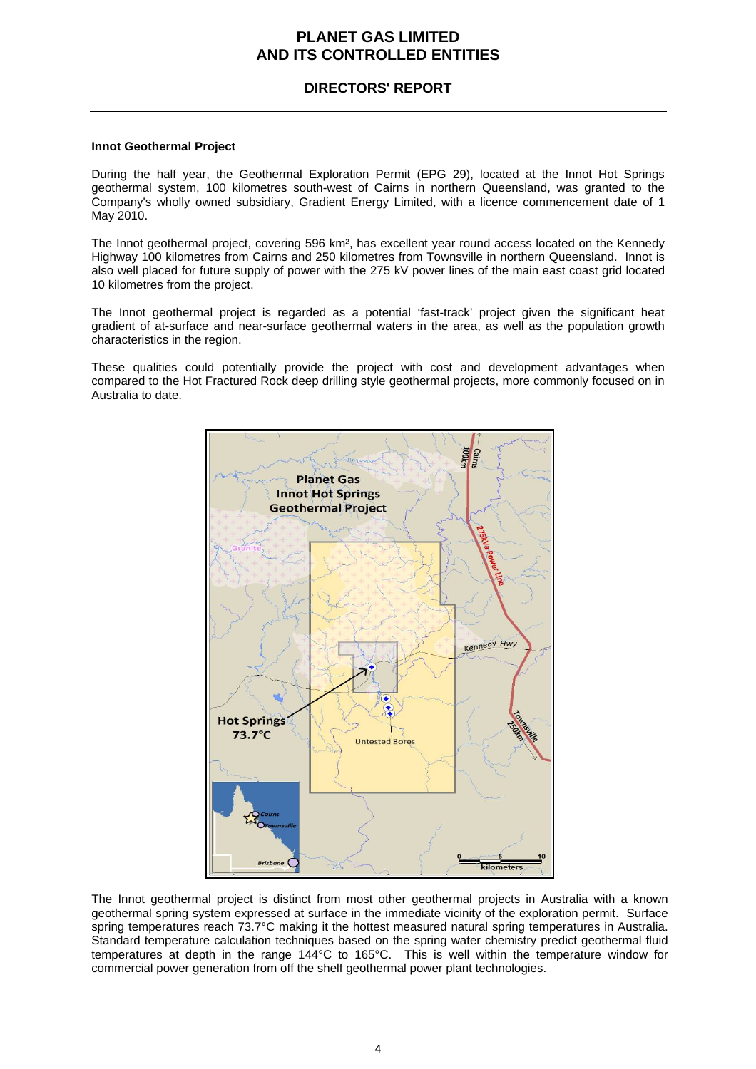### Innot Geothermal Project

During the half year, the Geothermal Exploration Permit (EPG 29), located at the Innot Hot Springs geothermal system, 100 kilometres south-west of Cairns in northern Queensland, was granted to the Company's wholly owned subsidiary, Gradient Energy Limited, with a licence commencement date of 1 May 2010.

The Innot geothermal project, covering 596 km², has excellent year round access located on the Kennedy Highway 100 kilometres from Cairns and 250 kilometres from Townsville in northern Queensland. Innot is also well placed for future supply of power with the 275 kV power lines of the main east coast grid located 10 kilometres from the project.

The Innot geothermal project is regarded as a potential 'fast-track' project given the significant heat gradient of at-surface and near-surface geothermal waters in the area, as well as the population growth characteristics in the region.

These qualities could potentially provide the project with cost and development advantages when compared to the Hot Fractured Rock deep drilling style geothermal projects, more commonly focused on in Australia to date.

The Innot geothermal project is distinct from most other geothermal projects in Australia with a known geothermal spring system expressed at surface in the immediate vicinity of the exploration permit. Surface spring temperatures reach 73.7°C making it the hottest measured natural spring temperatures in Australia. Standard temperature calculation techniques based on the spring water chemistry predict geothermal fluid temperatures at depth in the range 144°C to 165°C. This is well within the temperature window for commercial power generation from off the shelf geothermal power plant technologies.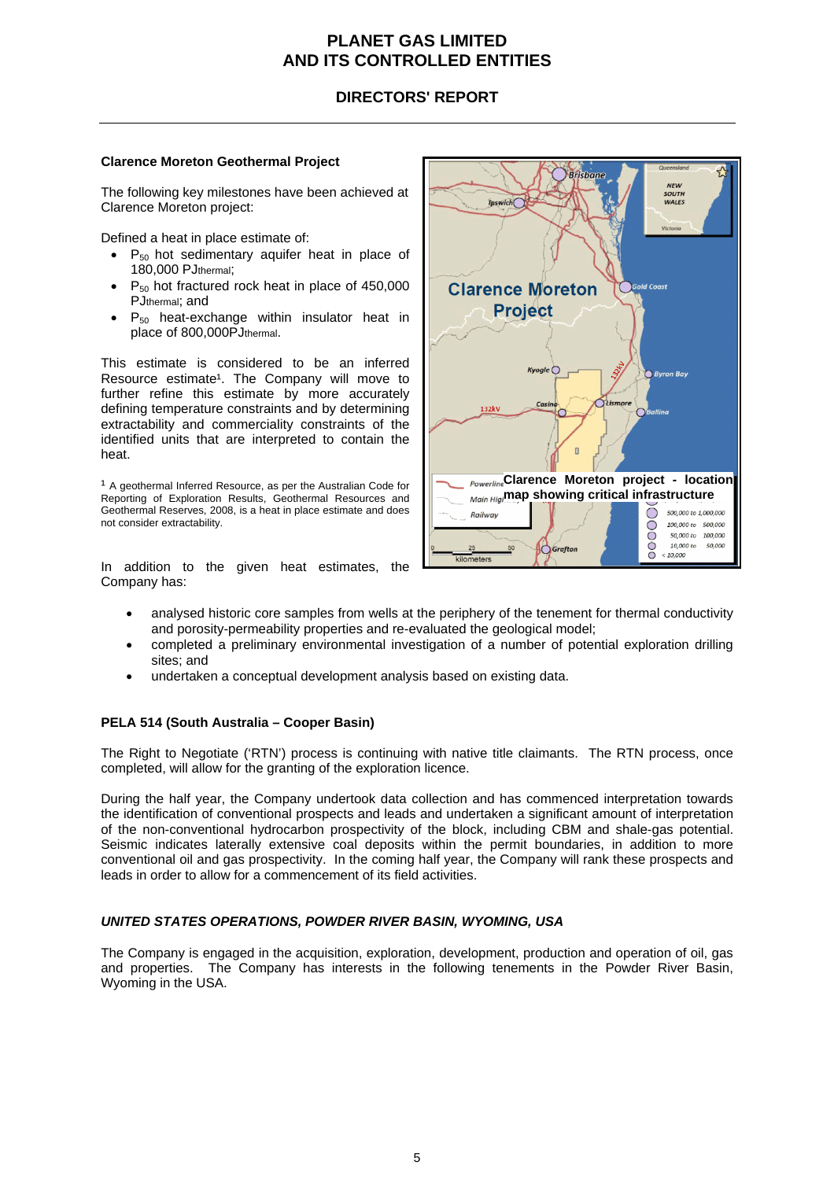### Clarence Moreton Geothermal Project

The following key milestones have been achieved at Clarence Moreton project:

Defined a heat in place estimate of:

- $P_{50}$ hot sedimentary aquifer heat in place of 180,000 PJthermal;
- $P_{50}$ hot fractured rock heat in place of 450,000 PJthermal; and
- $P_{50}$ heat-exchange within insulator heat in place of 800,000PJthermal.

This estimate is considered to be an inferred Resource estimate[1]. The Company will move to further refine this estimate by more accurately defining temperature constraints and by determining extractability and commerciality constraints of the identified units that are interpreted to contain the heat.

[1] A geothermal Inferred Resource, as per the Australian Code for Reporting of Exploration Results, Geothermal Resources and Geothermal Reserves, 2008, is a heat in place estimate and does not consider extractability.

**Clarence Moreton project - location map showing critical infrastructure**

In addition to the given heat estimates, the Company has:

- analysed historic core samples from wells at the periphery of the tenement for thermal conductivity and porosity-permeability properties and re-evaluated the geological model;
- completed a preliminary environmental investigation of a number of potential exploration drilling sites; and
- undertaken a conceptual development analysis based on existing data.

### PELA 514 (South Australia – Cooper Basin)

The Right to Negotiate ('RTN') process is continuing with native title claimants. The RTN process, once completed, will allow for the granting of the exploration licence.

During the half year, the Company undertook data collection and has commenced interpretation towards the identification of conventional prospects and leads and undertaken a significant amount of interpretation of the non-conventional hydrocarbon prospectivity of the block, including CBM and shale-gas potential. Seismic indicates laterally extensive coal deposits within the permit boundaries, in addition to more conventional oil and gas prospectivity. In the coming half year, the Company will rank these prospects and leads in order to allow for a commencement of its field activities.

### *UNITED STATES OPERATIONS, POWDER RIVER BASIN, WYOMING, USA*

The Company is engaged in the acquisition, exploration, development, production and operation of oil, gas and properties. The Company has interests in the following tenements in the Powder River Basin, Wyoming in the USA.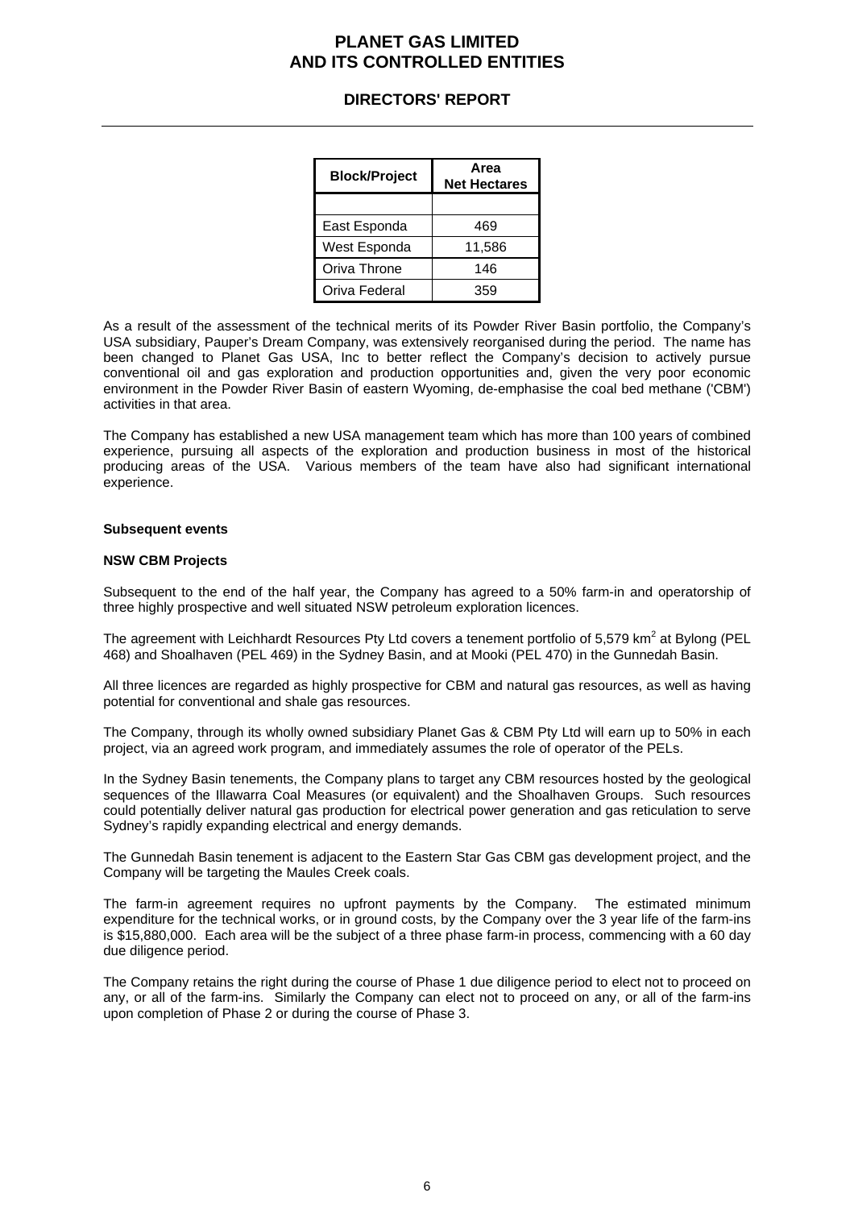| Block/Project | Area Net Hectares |
|---|---|
| | |
| East Esponda | 469 |
| West Esponda | 11,586 |
| Oriva Throne | 146 |
| Oriva Federal | 359 |

As a result of the assessment of the technical merits of its Powder River Basin portfolio, the Company's USA subsidiary, Pauper's Dream Company, was extensively reorganised during the period. The name has been changed to Planet Gas USA, Inc to better reflect the Company's decision to actively pursue conventional oil and gas exploration and production opportunities and, given the very poor economic environment in the Powder River Basin of eastern Wyoming, de-emphasise the coal bed methane ('CBM') activities in that area.

The Company has established a new USA management team which has more than 100 years of combined experience, pursuing all aspects of the exploration and production business in most of the historical producing areas of the USA. Various members of the team have also had significant international experience.

**Subsequent events**

**NSW CBM Projects**

Subsequent to the end of the half year, the Company has agreed to a 50% farm-in and operatorship of three highly prospective and well situated NSW petroleum exploration licences.

The agreement with Leichhardt Resources Pty Ltd covers a tenement portfolio of 5,579 km$^2$ at Bylong (PEL 468) and Shoalhaven (PEL 469) in the Sydney Basin, and at Mooki (PEL 470) in the Gunnedah Basin.

All three licences are regarded as highly prospective for CBM and natural gas resources, as well as having potential for conventional and shale gas resources.

The Company, through its wholly owned subsidiary Planet Gas & CBM Pty Ltd will earn up to 50% in each project, via an agreed work program, and immediately assumes the role of operator of the PELs.

In the Sydney Basin tenements, the Company plans to target any CBM resources hosted by the geological sequences of the Illawarra Coal Measures (or equivalent) and the Shoalhaven Groups. Such resources could potentially deliver natural gas production for electrical power generation and gas reticulation to serve Sydney's rapidly expanding electrical and energy demands.

The Gunnedah Basin tenement is adjacent to the Eastern Star Gas CBM gas development project, and the Company will be targeting the Maules Creek coals.

The farm-in agreement requires no upfront payments by the Company. The estimated minimum expenditure for the technical works, or in ground costs, by the Company over the 3 year life of the farm-ins is $15,880,000. Each area will be the subject of a three phase farm-in process, commencing with a 60 day due diligence period.

The Company retains the right during the course of Phase 1 due diligence period to elect not to proceed on any, or all of the farm-ins. Similarly the Company can elect not to proceed on any, or all of the farm-ins upon completion of Phase 2 or during the course of Phase 3.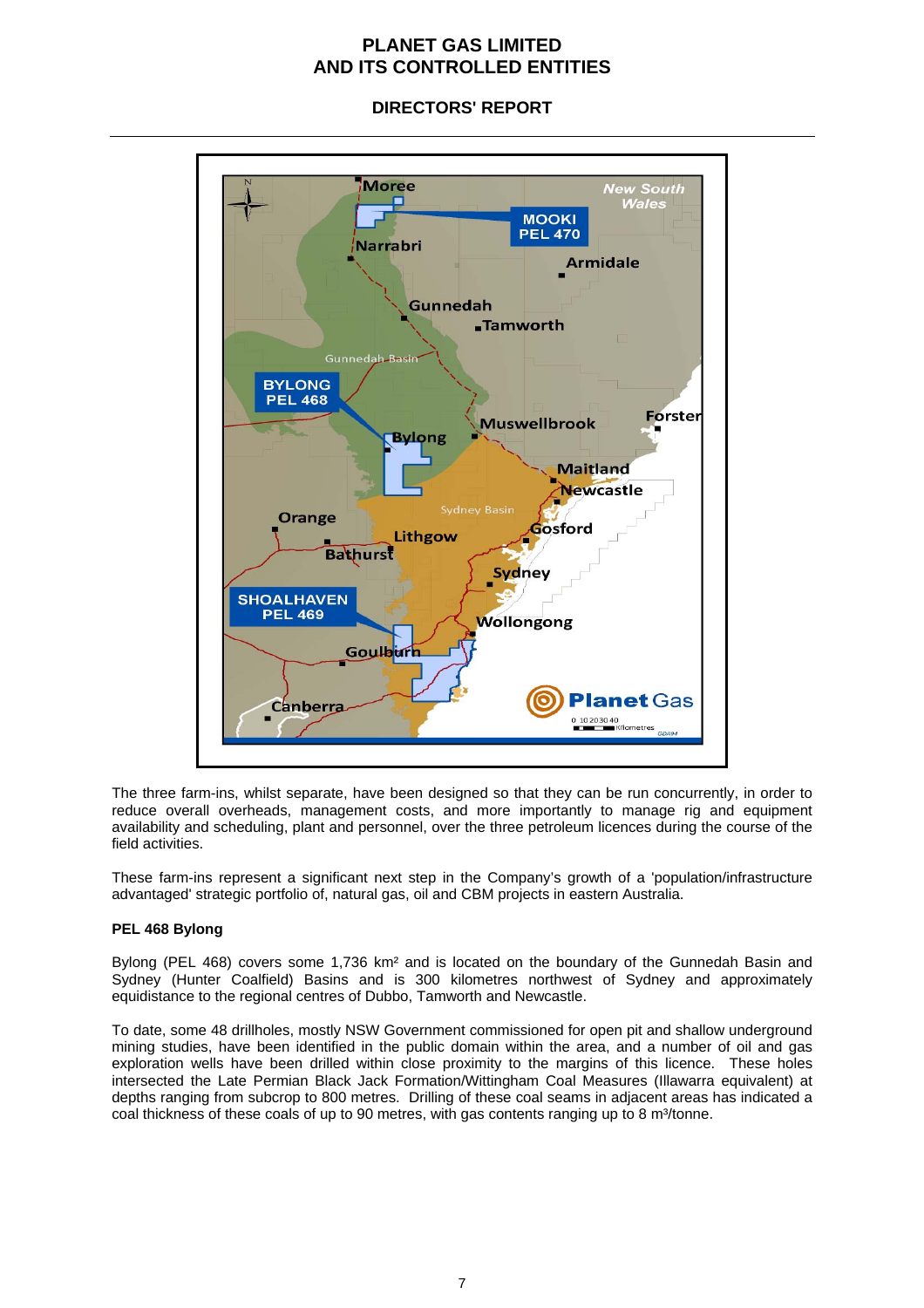The three farm-ins, whilst separate, have been designed so that they can be run concurrently, in order to reduce overall overheads, management costs, and more importantly to manage rig and equipment availability and scheduling, plant and personnel, over the three petroleum licences during the course of the field activities.

These farm-ins represent a significant next step in the Company's growth of a 'population/infrastructure advantaged' strategic portfolio of, natural gas, oil and CBM projects in eastern Australia.

**PEL 468 Bylong**

Bylong (PEL 468) covers some 1,736 km² and is located on the boundary of the Gunnedah Basin and Sydney (Hunter Coalfield) Basins and is 300 kilometres northwest of Sydney and approximately equidistance to the regional centres of Dubbo, Tamworth and Newcastle.

To date, some 48 drillholes, mostly NSW Government commissioned for open pit and shallow underground mining studies, have been identified in the public domain within the area, and a number of oil and gas exploration wells have been drilled within close proximity to the margins of this licence. These holes intersected the Late Permian Black Jack Formation/Wittingham Coal Measures (Illawarra equivalent) at depths ranging from subcrop to 800 metres. Drilling of these coal seams in adjacent areas has indicated a coal thickness of these coals of up to 90 metres, with gas contents ranging up to 8 m³/tonne.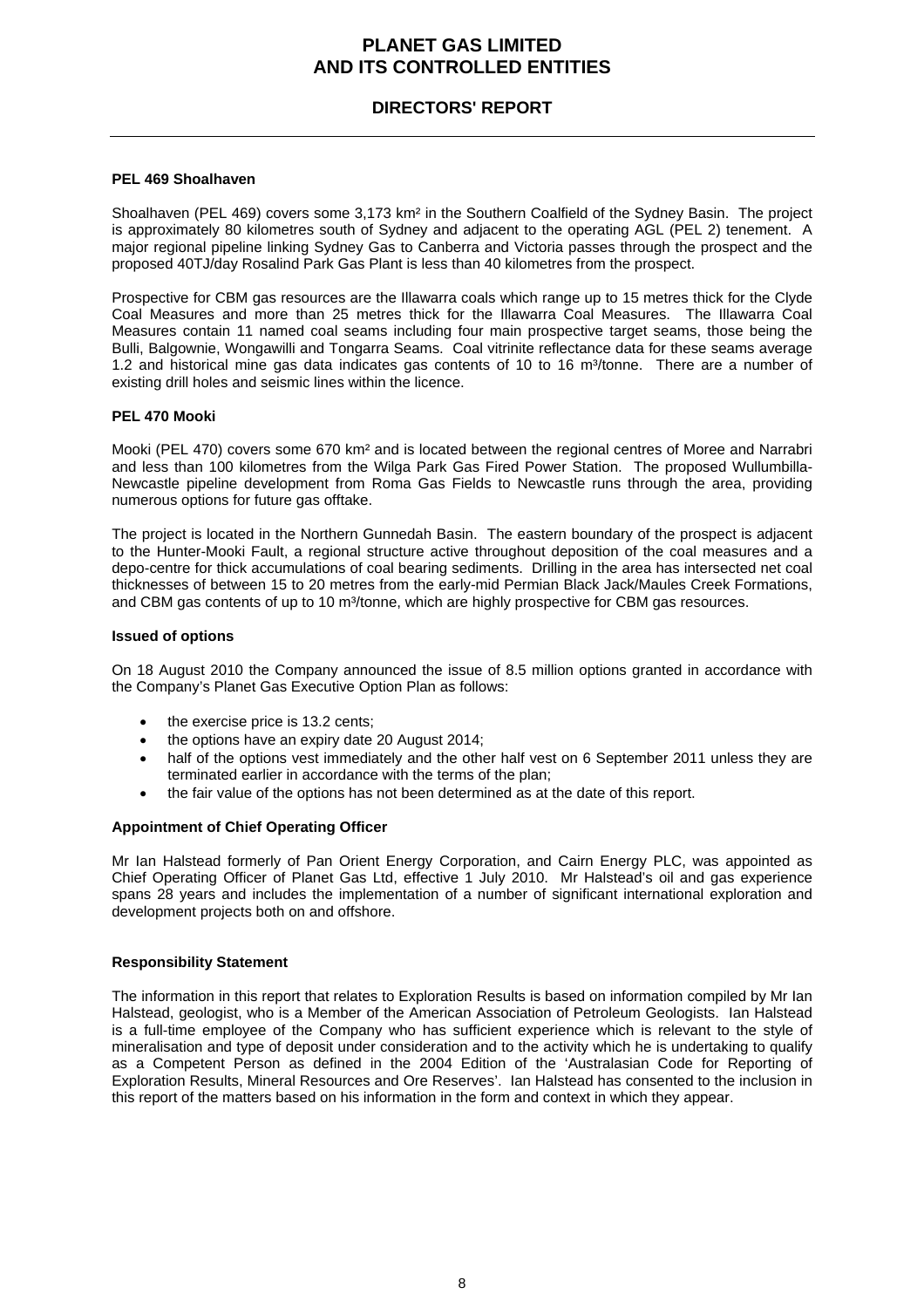**PEL 469 Shoalhaven**

Shoalhaven (PEL 469) covers some 3,173 km² in the Southern Coalfield of the Sydney Basin. The project is approximately 80 kilometres south of Sydney and adjacent to the operating AGL (PEL 2) tenement. A major regional pipeline linking Sydney Gas to Canberra and Victoria passes through the prospect and the proposed 40TJ/day Rosalind Park Gas Plant is less than 40 kilometres from the prospect.

Prospective for CBM gas resources are the Illawarra coals which range up to 15 metres thick for the Clyde Coal Measures and more than 25 metres thick for the Illawarra Coal Measures. The Illawarra Coal Measures contain 11 named coal seams including four main prospective target seams, those being the Bulli, Balgownie, Wongawilli and Tongarra Seams. Coal vitrinite reflectance data for these seams average 1.2 and historical mine gas data indicates gas contents of 10 to 16 m³/tonne. There are a number of existing drill holes and seismic lines within the licence.

**PEL 470 Mooki**

Mooki (PEL 470) covers some 670 km² and is located between the regional centres of Moree and Narrabri and less than 100 kilometres from the Wilga Park Gas Fired Power Station. The proposed Wullumbilla-Newcastle pipeline development from Roma Gas Fields to Newcastle runs through the area, providing numerous options for future gas offtake.

The project is located in the Northern Gunnedah Basin. The eastern boundary of the prospect is adjacent to the Hunter-Mooki Fault, a regional structure active throughout deposition of the coal measures and a depo-centre for thick accumulations of coal bearing sediments. Drilling in the area has intersected net coal thicknesses of between 15 to 20 metres from the early-mid Permian Black Jack/Maules Creek Formations, and CBM gas contents of up to 10 m³/tonne, which are highly prospective for CBM gas resources.

**Issued of options**

On 18 August 2010 the Company announced the issue of 8.5 million options granted in accordance with the Company's Planet Gas Executive Option Plan as follows:

- the exercise price is 13.2 cents;
- the options have an expiry date 20 August 2014;
- half of the options vest immediately and the other half vest on 6 September 2011 unless they are terminated earlier in accordance with the terms of the plan;
- the fair value of the options has not been determined as at the date of this report.

**Appointment of Chief Operating Officer**

Mr Ian Halstead formerly of Pan Orient Energy Corporation, and Cairn Energy PLC, was appointed as Chief Operating Officer of Planet Gas Ltd, effective 1 July 2010. Mr Halstead's oil and gas experience spans 28 years and includes the implementation of a number of significant international exploration and development projects both on and offshore.

**Responsibility Statement**

The information in this report that relates to Exploration Results is based on information compiled by Mr Ian Halstead, geologist, who is a Member of the American Association of Petroleum Geologists. Ian Halstead is a full-time employee of the Company who has sufficient experience which is relevant to the style of mineralisation and type of deposit under consideration and to the activity which he is undertaking to qualify as a Competent Person as defined in the 2004 Edition of the 'Australasian Code for Reporting of Exploration Results, Mineral Resources and Ore Reserves'. Ian Halstead has consented to the inclusion in this report of the matters based on his information in the form and context in which they appear.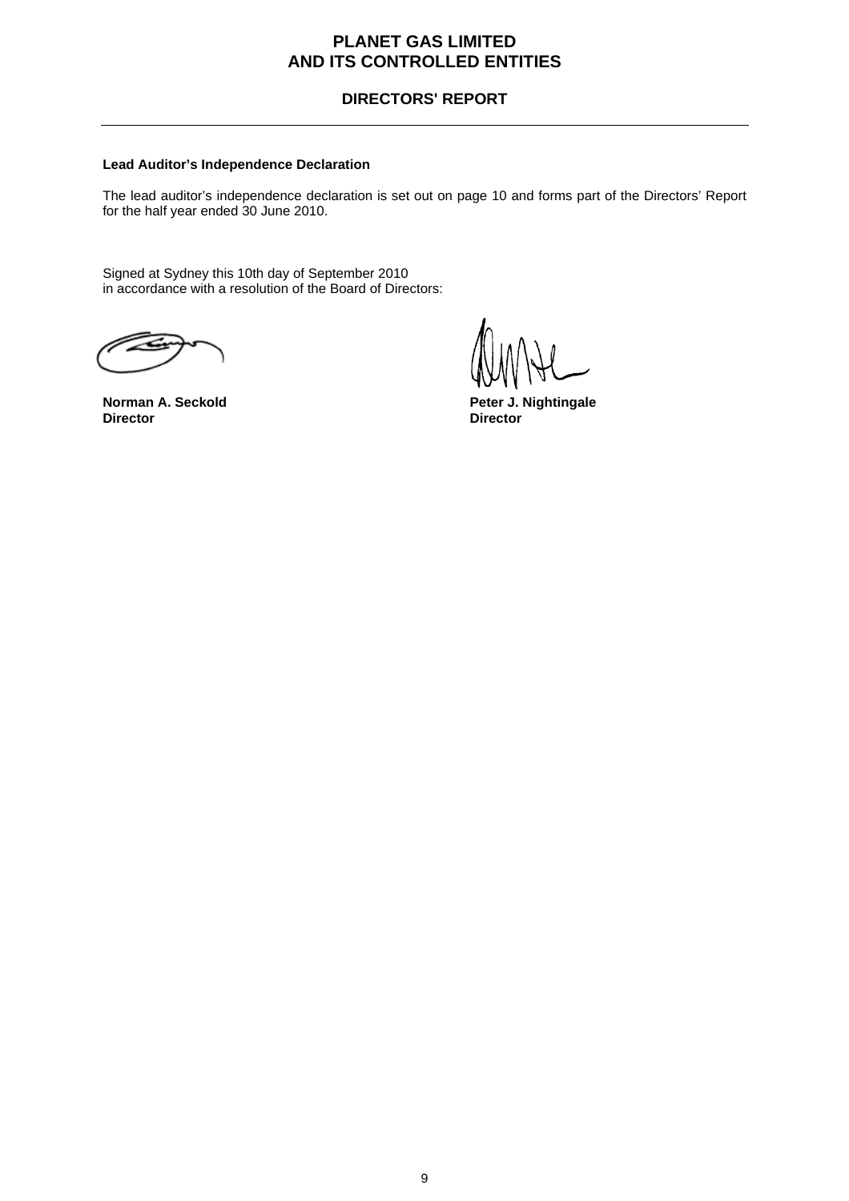**Lead Auditor's Independence Declaration**

The lead auditor's independence declaration is set out on page 10 and forms part of the Directors' Report for the half year ended 30 June 2010.

Signed at Sydney this 10th day of September 2010
in accordance with a resolution of the Board of Directors:

| | |
|---|---|
| **Norman A. Seckold** | **Peter J. Nightingale** |
| **Director** | **Director** |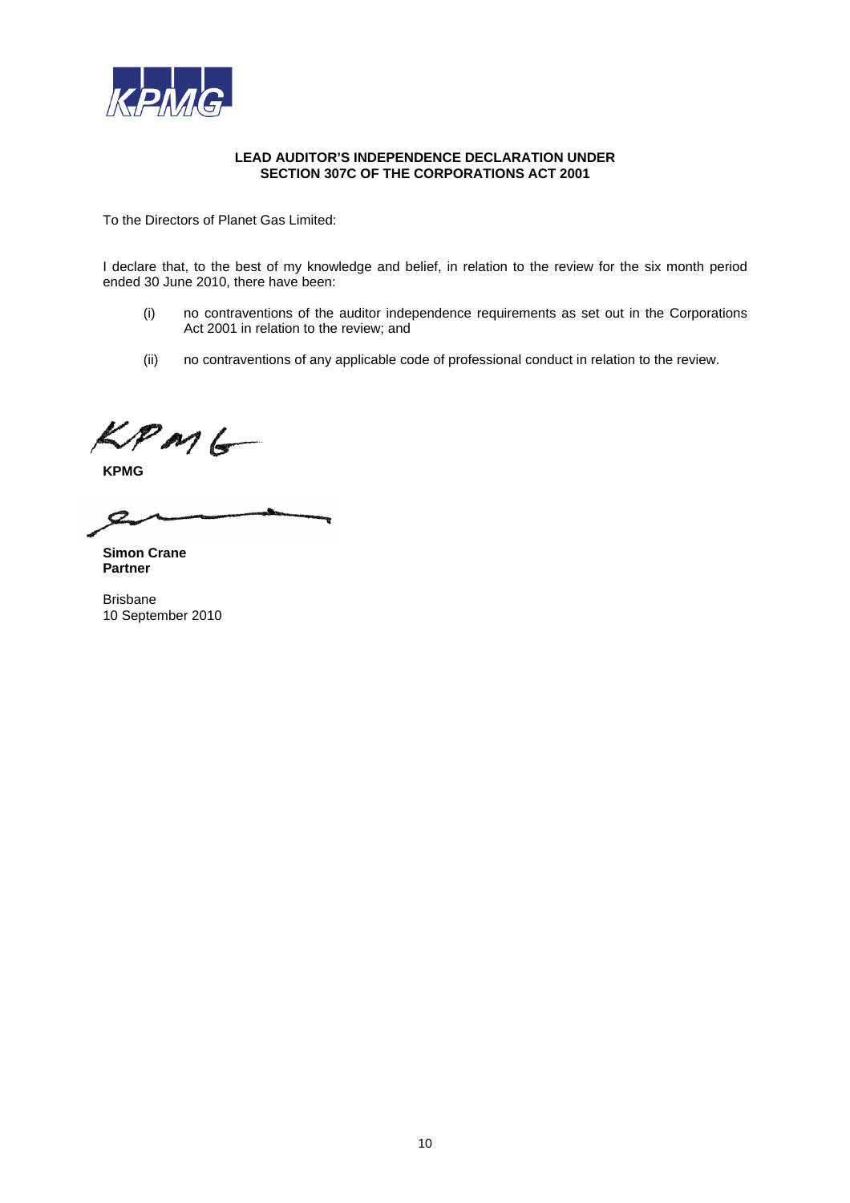**LEAD AUDITOR'S INDEPENDENCE DECLARATION UNDER SECTION 307C OF THE CORPORATIONS ACT 2001**

To the Directors of Planet Gas Limited:

I declare that, to the best of my knowledge and belief, in relation to the review for the six month period ended 30 June 2010, there have been:

(i) no contraventions of the auditor independence requirements as set out in the Corporations Act 2001 in relation to the review; and

(ii) no contraventions of any applicable code of professional conduct in relation to the review.

**KPMG**

**Simon Crane**
**Partner**

Brisbane
10 September 2010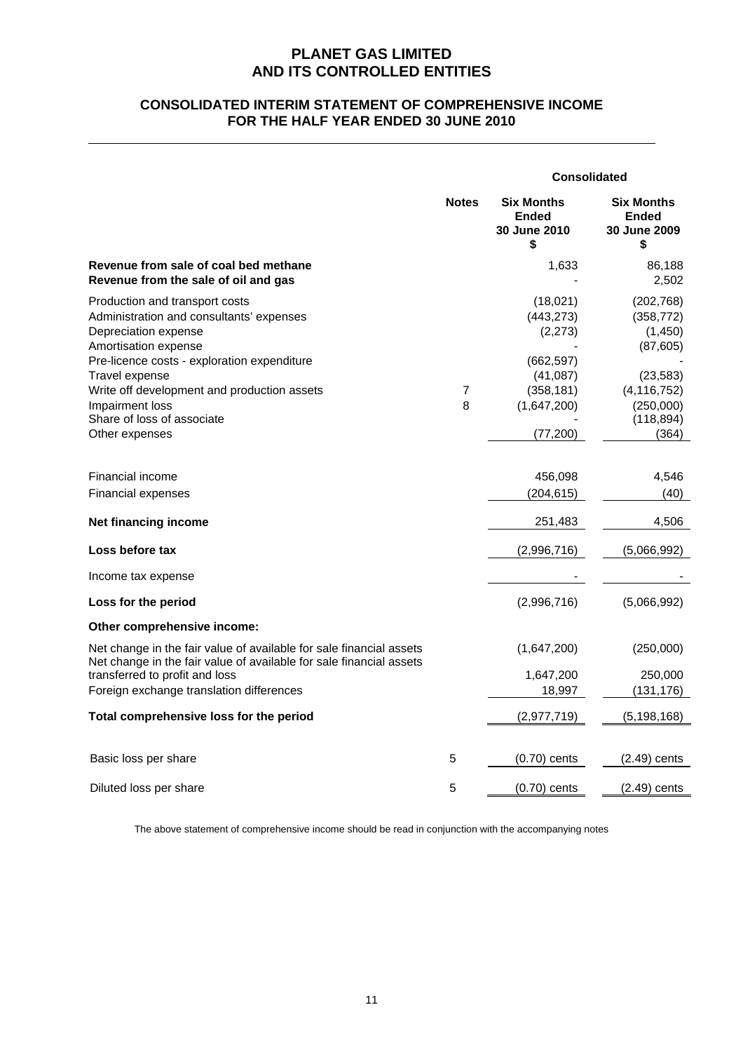# PLANET GAS LIMITED
# AND ITS CONTROLLED ENTITIES

## CONSOLIDATED INTERIM STATEMENT OF COMPREHENSIVE INCOME FOR THE HALF YEAR ENDED 30 JUNE 2010

| | Notes | Consolidated | |
|---|---|---|---|
| | | **Six Months Ended 30 June 2010 $** | **Six Months Ended 30 June 2009 $** |
| **Revenue from sale of coal bed methane** | | 1,633 | 86,188 |
| **Revenue from the sale of oil and gas** | | - | 2,502 |
| Production and transport costs | | (18,021) | (202,768) |
| Administration and consultants' expenses | | (443,273) | (358,772) |
| Depreciation expense | | (2,273) | (1,450) |
| Amortisation expense | | - | (87,605) |
| Pre-licence costs - exploration expenditure | | (662,597) | - |
| Travel expense | | (41,087) | (23,583) |
| Write off development and production assets | 7 | (358,181) | (4,116,752) |
| Impairment loss | 8 | (1,647,200) | (250,000) |
| Share of loss of associate | | - | (118,894) |
| Other expenses | | (77,200) | (364) |
| Financial income | | 456,098 | 4,546 |
| Financial expenses | | (204,615) | (40) |
| **Net financing income** | | 251,483 | 4,506 |
| **Loss before tax** | | (2,996,716) | (5,066,992) |
| Income tax expense | | - | - |
| **Loss for the period** | | (2,996,716) | (5,066,992) |
| **Other comprehensive income:** | | | |
| Net change in the fair value of available for sale financial assets | | (1,647,200) | (250,000) |
| Net change in the fair value of available for sale financial assets transferred to profit and loss | | 1,647,200 | 250,000 |
| Foreign exchange translation differences | | 18,997 | (131,176) |
| **Total comprehensive loss for the period** | | (2,977,719) | (5,198,168) |
| Basic loss per share | 5 | (0.70) cents | (2.49) cents |
| Diluted loss per share | 5 | (0.70) cents | (2.49) cents |

The above statement of comprehensive income should be read in conjunction with the accompanying notes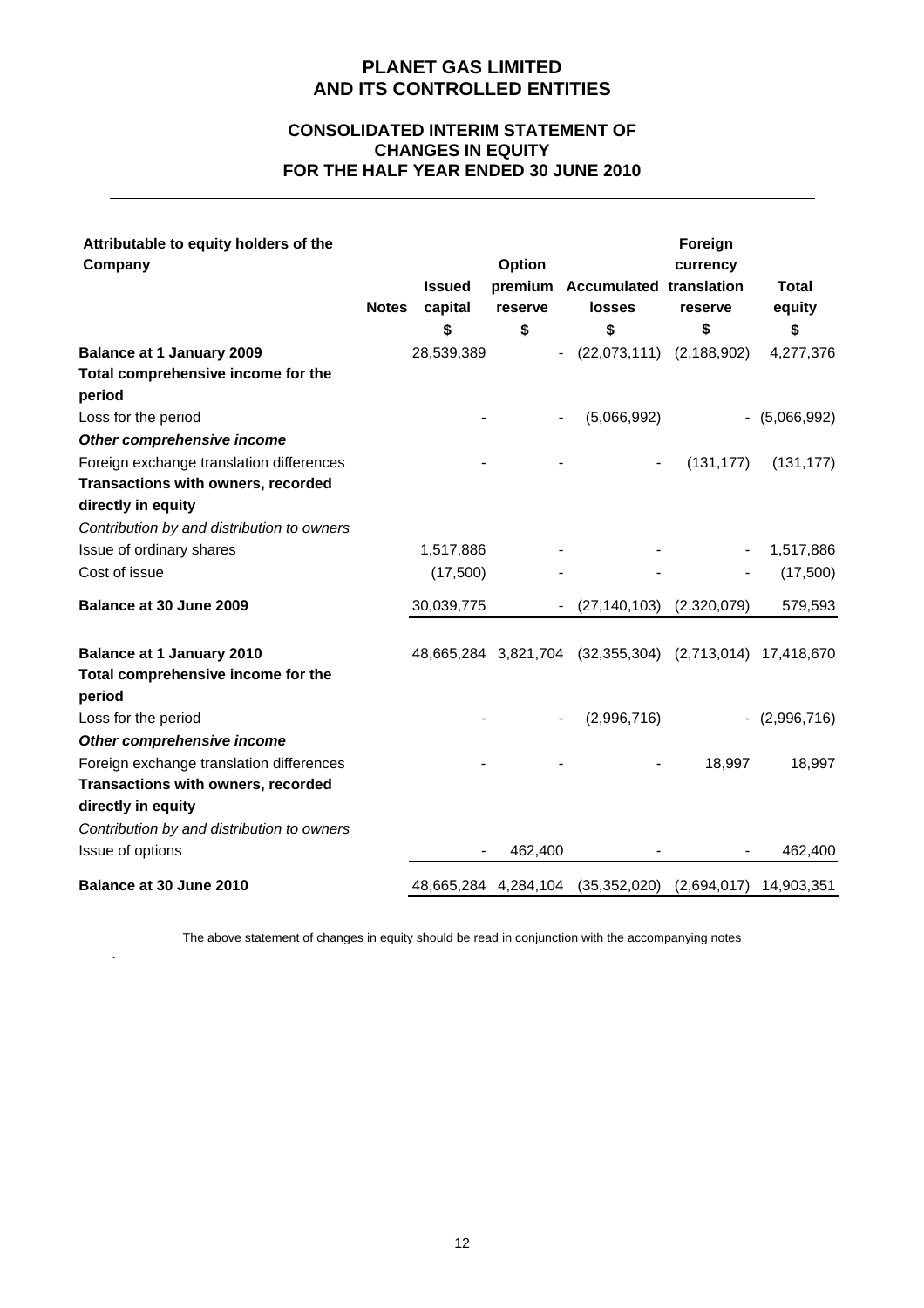# PLANET GAS LIMITED
# AND ITS CONTROLLED ENTITIES

## CONSOLIDATED INTERIM STATEMENT OF CHANGES IN EQUITY
## FOR THE HALF YEAR ENDED 30 JUNE 2010

| Attributable to equity holders of the Company | Notes | Issued capital | Option premium reserve | Accumulated losses | Foreign currency translation reserve | Total equity |
|---|---|---|---|---|---|---|
| | | $ | $ | $ | $ | $ |
| **Balance at 1 January 2009** | | 28,539,389 | - | (22,073,111) | (2,188,902) | 4,277,376 |
| **Total comprehensive income for the period** | | | | | | |
| Loss for the period | | - | - | (5,066,992) | - | (5,066,992) |
| ***Other comprehensive income*** | | | | | | |
| Foreign exchange translation differences | | - | - | - | (131,177) | (131,177) |
| **Transactions with owners, recorded directly in equity** | | | | | | |
| *Contribution by and distribution to owners* | | | | | | |
| Issue of ordinary shares | | 1,517,886 | - | - | - | 1,517,886 |
| Cost of issue | | (17,500) | - | - | - | (17,500) |
| **Balance at 30 June 2009** | | 30,039,775 | - | (27,140,103) | (2,320,079) | 579,593 |
| | | | | | | |
| **Balance at 1 January 2010** | | 48,665,284 | 3,821,704 | (32,355,304) | (2,713,014) | 17,418,670 |
| **Total comprehensive income for the period** | | | | | | |
| Loss for the period | | - | - | (2,996,716) | - | (2,996,716) |
| ***Other comprehensive income*** | | | | | | |
| Foreign exchange translation differences | | - | - | - | 18,997 | 18,997 |
| **Transactions with owners, recorded directly in equity** | | | | | | |
| *Contribution by and distribution to owners* | | | | | | |
| Issue of options | | - | 462,400 | - | - | 462,400 |
| **Balance at 30 June 2010** | | 48,665,284 | 4,284,104 | (35,352,020) | (2,694,017) | 14,903,351 |

The above statement of changes in equity should be read in conjunction with the accompanying notes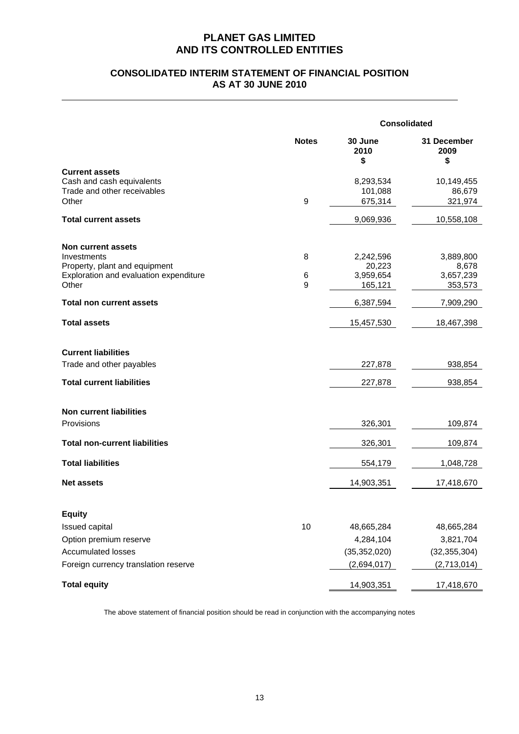# PLANET GAS LIMITED
# AND ITS CONTROLLED ENTITIES

## CONSOLIDATED INTERIM STATEMENT OF FINANCIAL POSITION
## AS AT 30 JUNE 2010

| | Notes | Consolidated | |
|---|---|---|---|
| | | **30 June 2010 $** | **31 December 2009 $** |
| **Current assets** | | | |
| Cash and cash equivalents | | 8,293,534 | 10,149,455 |
| Trade and other receivables | | 101,088 | 86,679 |
| Other | 9 | 675,314 | 321,974 |
| **Total current assets** | | 9,069,936 | 10,558,108 |
| **Non current assets** | | | |
| Investments | 8 | 2,242,596 | 3,889,800 |
| Property, plant and equipment | | 20,223 | 8,678 |
| Exploration and evaluation expenditure | 6 | 3,959,654 | 3,657,239 |
| Other | 9 | 165,121 | 353,573 |
| **Total non current assets** | | 6,387,594 | 7,909,290 |
| **Total assets** | | 15,457,530 | 18,467,398 |
| **Current liabilities** | | | |
| Trade and other payables | | 227,878 | 938,854 |
| **Total current liabilities** | | 227,878 | 938,854 |
| **Non current liabilities** | | | |
| Provisions | | 326,301 | 109,874 |
| **Total non-current liabilities** | | 326,301 | 109,874 |
| **Total liabilities** | | 554,179 | 1,048,728 |
| **Net assets** | | 14,903,351 | 17,418,670 |
| **Equity** | | | |
| Issued capital | 10 | 48,665,284 | 48,665,284 |
| Option premium reserve | | 4,284,104 | 3,821,704 |
| Accumulated losses | | (35,352,020) | (32,355,304) |
| Foreign currency translation reserve | | (2,694,017) | (2,713,014) |
| **Total equity** | | 14,903,351 | 17,418,670 |

The above statement of financial position should be read in conjunction with the accompanying notes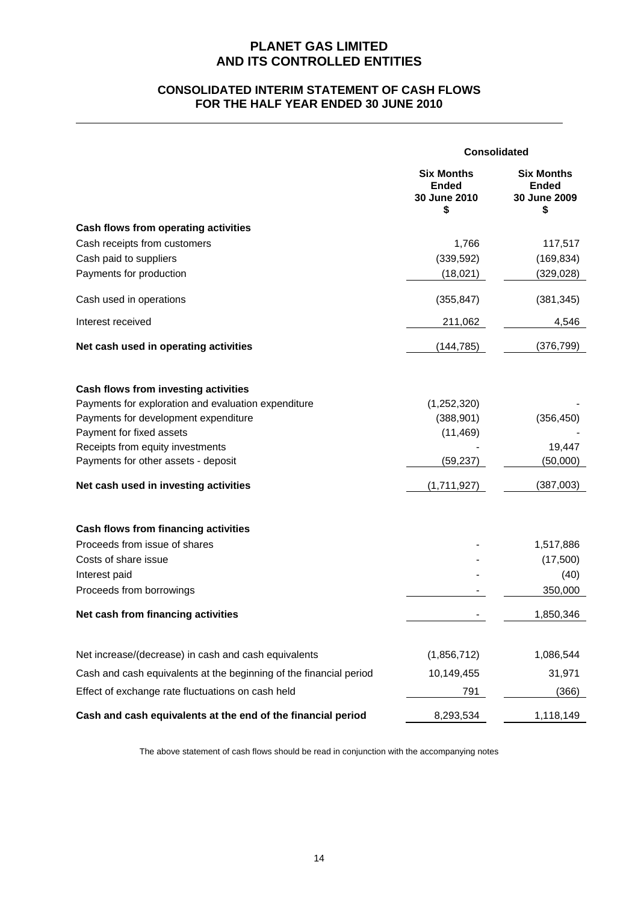# PLANET GAS LIMITED
# AND ITS CONTROLLED ENTITIES

## CONSOLIDATED INTERIM STATEMENT OF CASH FLOWS
## FOR THE HALF YEAR ENDED 30 JUNE 2010

| | Consolidated | |
|---|---|---|
| | Six Months Ended 30 June 2010 $ | Six Months Ended 30 June 2009 $ |
| **Cash flows from operating activities** | | |
| Cash receipts from customers | 1,766 | 117,517 |
| Cash paid to suppliers | (339,592) | (169,834) |
| Payments for production | (18,021) | (329,028) |
| Cash used in operations | (355,847) | (381,345) |
| Interest received | 211,062 | 4,546 |
| **Net cash used in operating activities** | (144,785) | (376,799) |
| **Cash flows from investing activities** | | |
| Payments for exploration and evaluation expenditure | (1,252,320) | - |
| Payments for development expenditure | (388,901) | (356,450) |
| Payment for fixed assets | (11,469) | - |
| Receipts from equity investments | - | 19,447 |
| Payments for other assets - deposit | (59,237) | (50,000) |
| **Net cash used in investing activities** | (1,711,927) | (387,003) |
| **Cash flows from financing activities** | | |
| Proceeds from issue of shares | - | 1,517,886 |
| Costs of share issue | - | (17,500) |
| Interest paid | - | (40) |
| Proceeds from borrowings | - | 350,000 |
| **Net cash from financing activities** | - | 1,850,346 |
| Net increase/(decrease) in cash and cash equivalents | (1,856,712) | 1,086,544 |
| Cash and cash equivalents at the beginning of the financial period | 10,149,455 | 31,971 |
| Effect of exchange rate fluctuations on cash held | 791 | (366) |
| **Cash and cash equivalents at the end of the financial period** | 8,293,534 | 1,118,149 |

The above statement of cash flows should be read in conjunction with the accompanying notes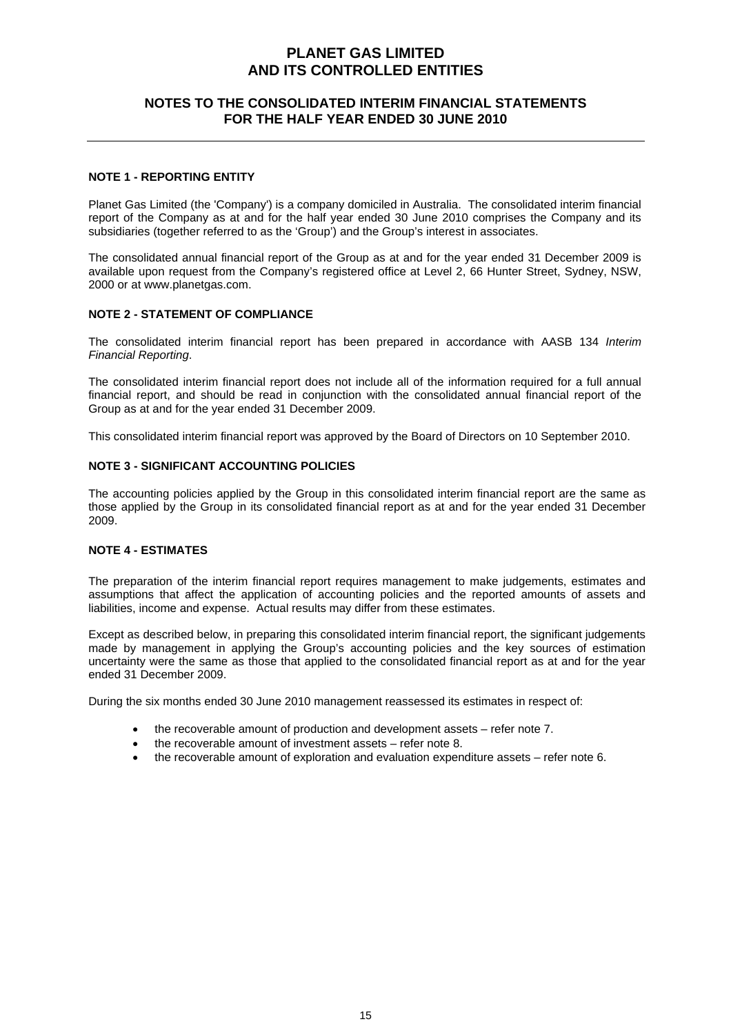# PLANET GAS LIMITED
# AND ITS CONTROLLED ENTITIES

## NOTES TO THE CONSOLIDATED INTERIM FINANCIAL STATEMENTS FOR THE HALF YEAR ENDED 30 JUNE 2010

### NOTE 1 - REPORTING ENTITY

Planet Gas Limited (the 'Company') is a company domiciled in Australia. The consolidated interim financial report of the Company as at and for the half year ended 30 June 2010 comprises the Company and its subsidiaries (together referred to as the 'Group') and the Group's interest in associates.

The consolidated annual financial report of the Group as at and for the year ended 31 December 2009 is available upon request from the Company's registered office at Level 2, 66 Hunter Street, Sydney, NSW, 2000 or at www.planetgas.com.

### NOTE 2 - STATEMENT OF COMPLIANCE

The consolidated interim financial report has been prepared in accordance with AASB 134 *Interim Financial Reporting*.

The consolidated interim financial report does not include all of the information required for a full annual financial report, and should be read in conjunction with the consolidated annual financial report of the Group as at and for the year ended 31 December 2009.

This consolidated interim financial report was approved by the Board of Directors on 10 September 2010.

### NOTE 3 - SIGNIFICANT ACCOUNTING POLICIES

The accounting policies applied by the Group in this consolidated interim financial report are the same as those applied by the Group in its consolidated financial report as at and for the year ended 31 December 2009.

### NOTE 4 - ESTIMATES

The preparation of the interim financial report requires management to make judgements, estimates and assumptions that affect the application of accounting policies and the reported amounts of assets and liabilities, income and expense. Actual results may differ from these estimates.

Except as described below, in preparing this consolidated interim financial report, the significant judgements made by management in applying the Group's accounting policies and the key sources of estimation uncertainty were the same as those that applied to the consolidated financial report as at and for the year ended 31 December 2009.

During the six months ended 30 June 2010 management reassessed its estimates in respect of:

- the recoverable amount of production and development assets – refer note 7.
- the recoverable amount of investment assets – refer note 8.
- the recoverable amount of exploration and evaluation expenditure assets – refer note 6.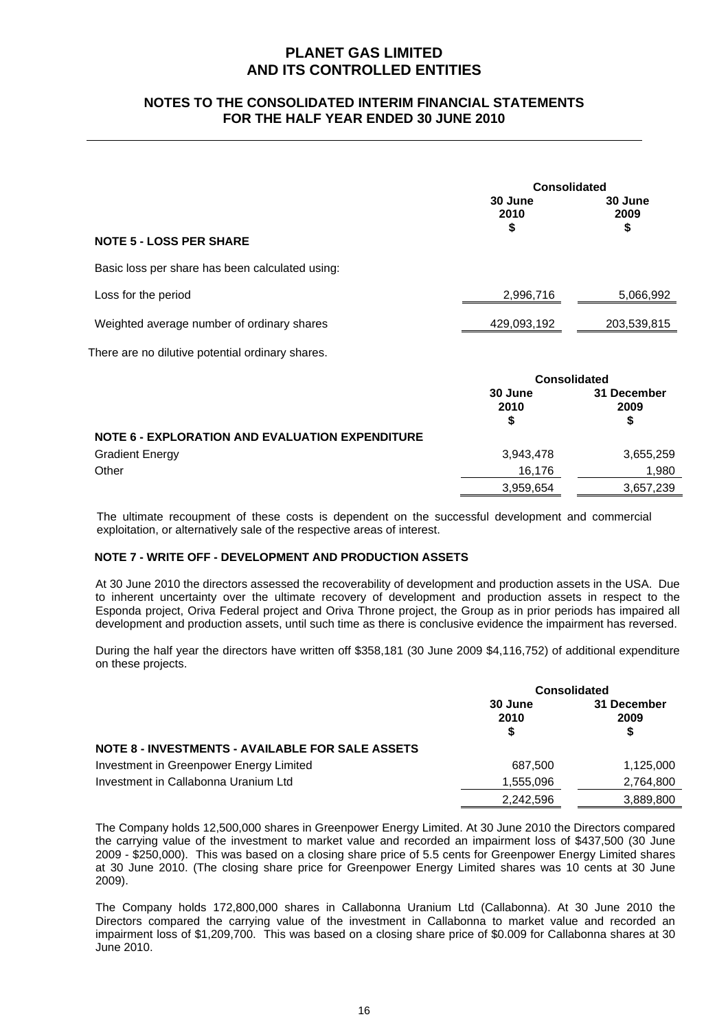# PLANET GAS LIMITED AND ITS CONTROLLED ENTITIES

## NOTES TO THE CONSOLIDATED INTERIM FINANCIAL STATEMENTS FOR THE HALF YEAR ENDED 30 JUNE 2010

| | Consolidated | |
|---|---|---|
| | 30 June 2010 $ | 30 June 2009 $ |
| **NOTE 5 - LOSS PER SHARE** | | |
| Basic loss per share has been calculated using: | | |
| Loss for the period | 2,996,716 | 5,066,992 |
| Weighted average number of ordinary shares | 429,093,192 | 203,539,815 |

There are no dilutive potential ordinary shares.

| | Consolidated | |
|---|---|---|
| | 30 June 2010 $ | 31 December 2009 $ |
| **NOTE 6 - EXPLORATION AND EVALUATION EXPENDITURE** | | |
| Gradient Energy | 3,943,478 | 3,655,259 |
| Other | 16,176 | 1,980 |
| | 3,959,654 | 3,657,239 |

The ultimate recoupment of these costs is dependent on the successful development and commercial exploitation, or alternatively sale of the respective areas of interest.

### NOTE 7 - WRITE OFF - DEVELOPMENT AND PRODUCTION ASSETS

At 30 June 2010 the directors assessed the recoverability of development and production assets in the USA. Due to inherent uncertainty over the ultimate recovery of development and production assets in respect to the Esponda project, Oriva Federal project and Oriva Throne project, the Group as in prior periods has impaired all development and production assets, until such time as there is conclusive evidence the impairment has reversed.

During the half year the directors have written off $358,181 (30 June 2009 $4,116,752) of additional expenditure on these projects.

| | Consolidated | |
|---|---|---|
| | 30 June 2010 $ | 31 December 2009 $ |
| **NOTE 8 - INVESTMENTS - AVAILABLE FOR SALE ASSETS** | | |
| Investment in Greenpower Energy Limited | 687,500 | 1,125,000 |
| Investment in Callabonna Uranium Ltd | 1,555,096 | 2,764,800 |
| | 2,242,596 | 3,889,800 |

The Company holds 12,500,000 shares in Greenpower Energy Limited. At 30 June 2010 the Directors compared the carrying value of the investment to market value and recorded an impairment loss of $437,500 (30 June 2009 - $250,000). This was based on a closing share price of 5.5 cents for Greenpower Energy Limited shares at 30 June 2010. (The closing share price for Greenpower Energy Limited shares was 10 cents at 30 June 2009).

The Company holds 172,800,000 shares in Callabonna Uranium Ltd (Callabonna). At 30 June 2010 the Directors compared the carrying value of the investment in Callabonna to market value and recorded an impairment loss of $1,209,700. This was based on a closing share price of $0.009 for Callabonna shares at 30 June 2010.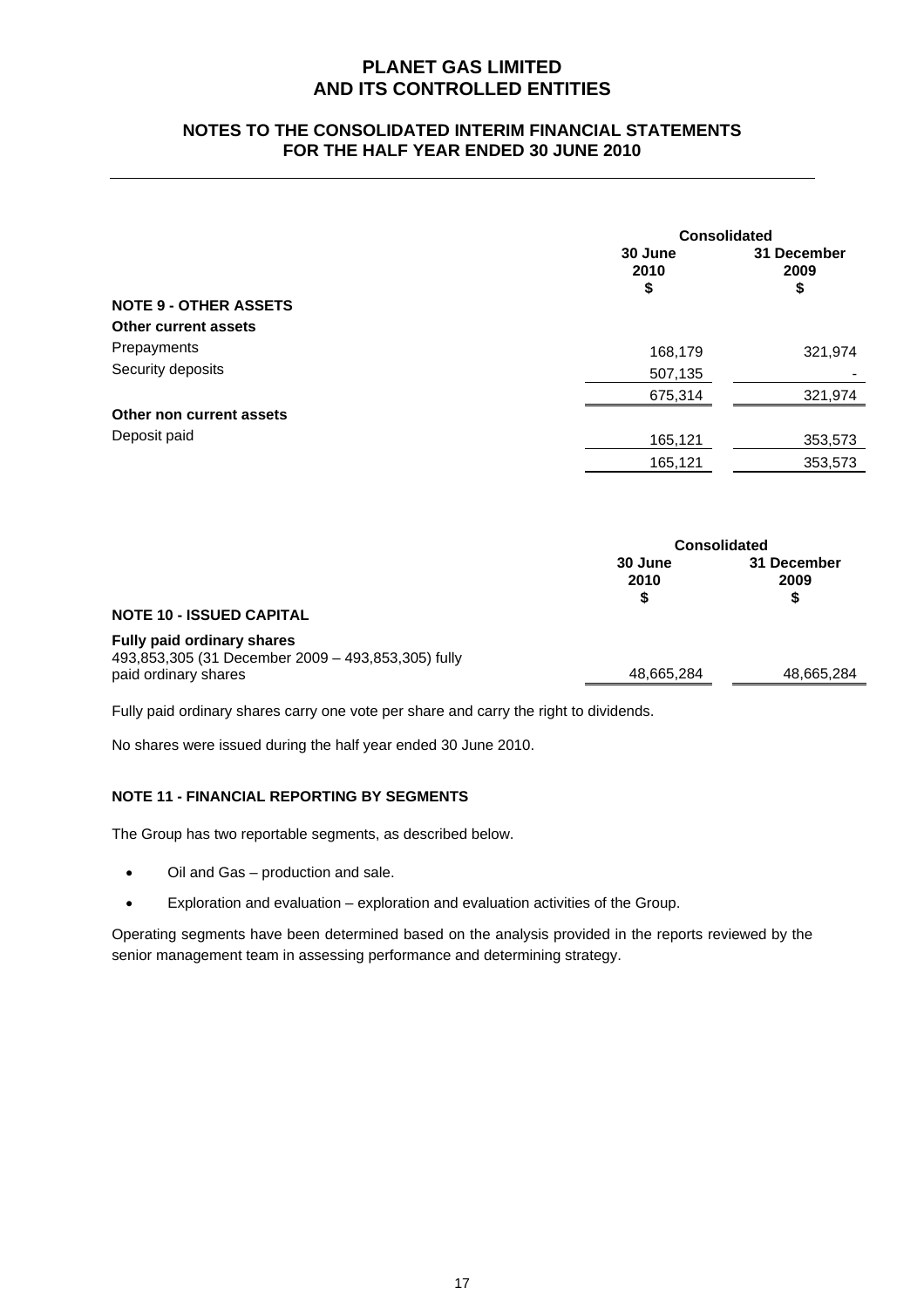# PLANET GAS LIMITED
# AND ITS CONTROLLED ENTITIES

## NOTES TO THE CONSOLIDATED INTERIM FINANCIAL STATEMENTS FOR THE HALF YEAR ENDED 30 JUNE 2010

| | Consolidated | |
|---|---|---|
| | 30 June 2010 $ | 31 December 2009 $ |
| **NOTE 9 - OTHER ASSETS** | | |
| **Other current assets** | | |
| Prepayments | 168,179 | 321,974 |
| Security deposits | 507,135 | - |
| | 675,314 | 321,974 |
| **Other non current assets** | | |
| Deposit paid | 165,121 | 353,573 |
| | 165,121 | 353,573 |

| | Consolidated | |
|---|---|---|
| | 30 June 2010 $ | 31 December 2009 $ |
| **NOTE 10 - ISSUED CAPITAL** | | |
| **Fully paid ordinary shares** | | |
| 493,853,305 (31 December 2009 – 493,853,305) fully paid ordinary shares | 48,665,284 | 48,665,284 |

Fully paid ordinary shares carry one vote per share and carry the right to dividends.

No shares were issued during the half year ended 30 June 2010.

### NOTE 11 - FINANCIAL REPORTING BY SEGMENTS

The Group has two reportable segments, as described below.

- Oil and Gas – production and sale.
- Exploration and evaluation – exploration and evaluation activities of the Group.

Operating segments have been determined based on the analysis provided in the reports reviewed by the senior management team in assessing performance and determining strategy.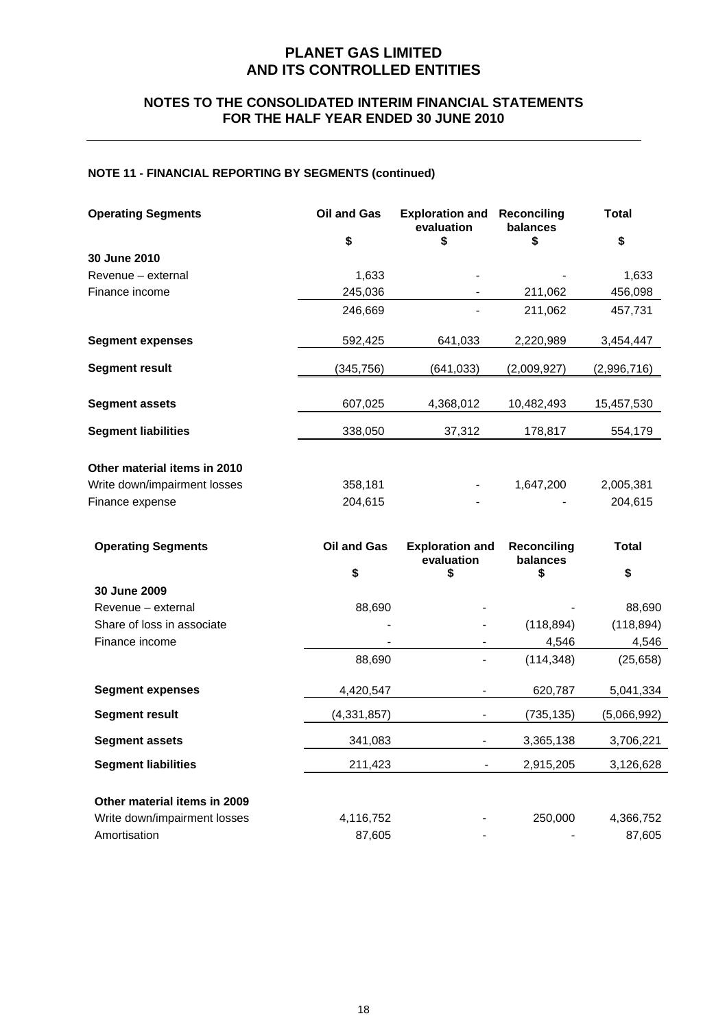# PLANET GAS LIMITED
# AND ITS CONTROLLED ENTITIES

## NOTES TO THE CONSOLIDATED INTERIM FINANCIAL STATEMENTS
## FOR THE HALF YEAR ENDED 30 JUNE 2010

### NOTE 11 - FINANCIAL REPORTING BY SEGMENTS (continued)

| **Operating Segments** | **Oil and Gas** | **Exploration and evaluation** | **Reconciling balances** | **Total** |
|---|---|---|---|---|
| | **$** | **$** | **$** | **$** |
| **30 June 2010** | | | | |
| Revenue – external | 1,633 | - | - | 1,633 |
| Finance income | 245,036 | - | 211,062 | 456,098 |
| | 246,669 | - | 211,062 | 457,731 |
| **Segment expenses** | 592,425 | 641,033 | 2,220,989 | 3,454,447 |
| **Segment result** | (345,756) | (641,033) | (2,009,927) | (2,996,716) |
| **Segment assets** | 607,025 | 4,368,012 | 10,482,493 | 15,457,530 |
| **Segment liabilities** | 338,050 | 37,312 | 178,817 | 554,179 |
| **Other material items in 2010** | | | | |
| Write down/impairment losses | 358,181 | - | 1,647,200 | 2,005,381 |
| Finance expense | 204,615 | - | - | 204,615 |

| **Operating Segments** | **Oil and Gas** | **Exploration and evaluation** | **Reconciling balances** | **Total** |
|---|---|---|---|---|
| | **$** | **$** | **$** | **$** |
| **30 June 2009** | | | | |
| Revenue – external | 88,690 | - | - | 88,690 |
| Share of loss in associate | - | - | (118,894) | (118,894) |
| Finance income | - | - | 4,546 | 4,546 |
| | 88,690 | - | (114,348) | (25,658) |
| **Segment expenses** | 4,420,547 | - | 620,787 | 5,041,334 |
| **Segment result** | (4,331,857) | - | (735,135) | (5,066,992) |
| **Segment assets** | 341,083 | - | 3,365,138 | 3,706,221 |
| **Segment liabilities** | 211,423 | - | 2,915,205 | 3,126,628 |
| **Other material items in 2009** | | | | |
| Write down/impairment losses | 4,116,752 | - | 250,000 | 4,366,752 |
| Amortisation | 87,605 | - | - | 87,605 |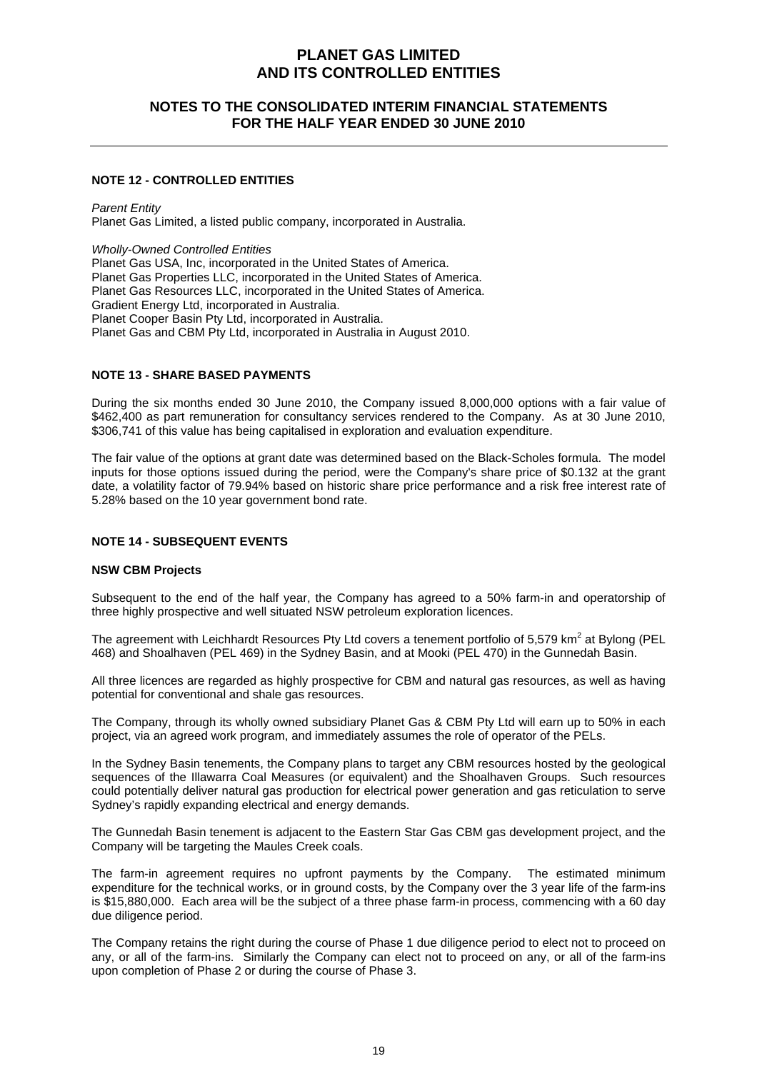## NOTE 12 - CONTROLLED ENTITIES

*Parent Entity*
Planet Gas Limited, a listed public company, incorporated in Australia.

*Wholly-Owned Controlled Entities*
Planet Gas USA, Inc, incorporated in the United States of America.
Planet Gas Properties LLC, incorporated in the United States of America.
Planet Gas Resources LLC, incorporated in the United States of America.
Gradient Energy Ltd, incorporated in Australia.
Planet Cooper Basin Pty Ltd, incorporated in Australia.
Planet Gas and CBM Pty Ltd, incorporated in Australia in August 2010.

## NOTE 13 - SHARE BASED PAYMENTS

During the six months ended 30 June 2010, the Company issued 8,000,000 options with a fair value of $462,400 as part remuneration for consultancy services rendered to the Company. As at 30 June 2010, $306,741 of this value has being capitalised in exploration and evaluation expenditure.

The fair value of the options at grant date was determined based on the Black-Scholes formula. The model inputs for those options issued during the period, were the Company's share price of $0.132 at the grant date, a volatility factor of 79.94% based on historic share price performance and a risk free interest rate of 5.28% based on the 10 year government bond rate.

## NOTE 14 - SUBSEQUENT EVENTS

### NSW CBM Projects

Subsequent to the end of the half year, the Company has agreed to a 50% farm-in and operatorship of three highly prospective and well situated NSW petroleum exploration licences.

The agreement with Leichhardt Resources Pty Ltd covers a tenement portfolio of 5,579 km$^2$ at Bylong (PEL 468) and Shoalhaven (PEL 469) in the Sydney Basin, and at Mooki (PEL 470) in the Gunnedah Basin.

All three licences are regarded as highly prospective for CBM and natural gas resources, as well as having potential for conventional and shale gas resources.

The Company, through its wholly owned subsidiary Planet Gas & CBM Pty Ltd will earn up to 50% in each project, via an agreed work program, and immediately assumes the role of operator of the PELs.

In the Sydney Basin tenements, the Company plans to target any CBM resources hosted by the geological sequences of the Illawarra Coal Measures (or equivalent) and the Shoalhaven Groups. Such resources could potentially deliver natural gas production for electrical power generation and gas reticulation to serve Sydney's rapidly expanding electrical and energy demands.

The Gunnedah Basin tenement is adjacent to the Eastern Star Gas CBM gas development project, and the Company will be targeting the Maules Creek coals.

The farm-in agreement requires no upfront payments by the Company. The estimated minimum expenditure for the technical works, or in ground costs, by the Company over the 3 year life of the farm-ins is $15,880,000. Each area will be the subject of a three phase farm-in process, commencing with a 60 day due diligence period.

The Company retains the right during the course of Phase 1 due diligence period to elect not to proceed on any, or all of the farm-ins. Similarly the Company can elect not to proceed on any, or all of the farm-ins upon completion of Phase 2 or during the course of Phase 3.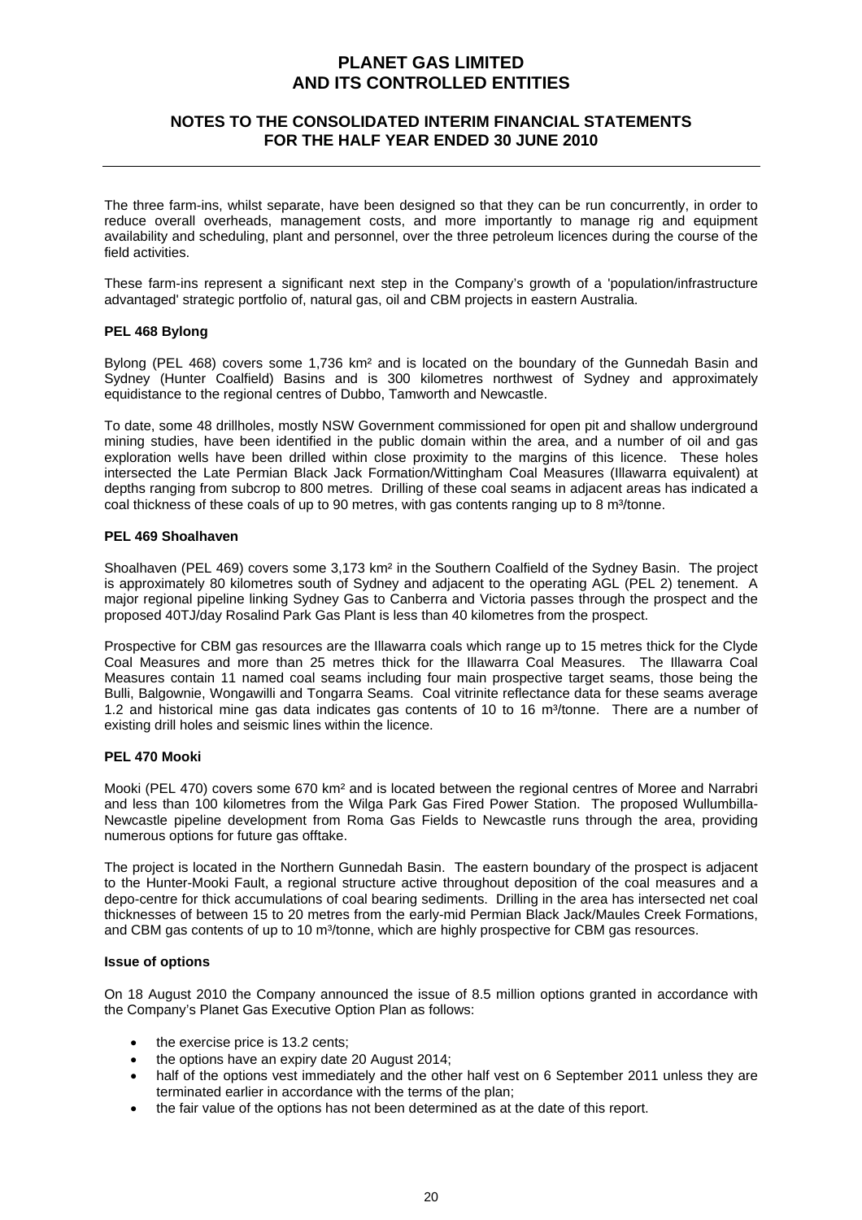The three farm-ins, whilst separate, have been designed so that they can be run concurrently, in order to reduce overall overheads, management costs, and more importantly to manage rig and equipment availability and scheduling, plant and personnel, over the three petroleum licences during the course of the field activities.

These farm-ins represent a significant next step in the Company's growth of a 'population/infrastructure advantaged' strategic portfolio of, natural gas, oil and CBM projects in eastern Australia.

**PEL 468 Bylong**

Bylong (PEL 468) covers some 1,736 km² and is located on the boundary of the Gunnedah Basin and Sydney (Hunter Coalfield) Basins and is 300 kilometres northwest of Sydney and approximately equidistance to the regional centres of Dubbo, Tamworth and Newcastle.

To date, some 48 drillholes, mostly NSW Government commissioned for open pit and shallow underground mining studies, have been identified in the public domain within the area, and a number of oil and gas exploration wells have been drilled within close proximity to the margins of this licence. These holes intersected the Late Permian Black Jack Formation/Wittingham Coal Measures (Illawarra equivalent) at depths ranging from subcrop to 800 metres. Drilling of these coal seams in adjacent areas has indicated a coal thickness of these coals of up to 90 metres, with gas contents ranging up to 8 m³/tonne.

**PEL 469 Shoalhaven**

Shoalhaven (PEL 469) covers some 3,173 km² in the Southern Coalfield of the Sydney Basin. The project is approximately 80 kilometres south of Sydney and adjacent to the operating AGL (PEL 2) tenement. A major regional pipeline linking Sydney Gas to Canberra and Victoria passes through the prospect and the proposed 40TJ/day Rosalind Park Gas Plant is less than 40 kilometres from the prospect.

Prospective for CBM gas resources are the Illawarra coals which range up to 15 metres thick for the Clyde Coal Measures and more than 25 metres thick for the Illawarra Coal Measures. The Illawarra Coal Measures contain 11 named coal seams including four main prospective target seams, those being the Bulli, Balgownie, Wongawilli and Tongarra Seams. Coal vitrinite reflectance data for these seams average 1.2 and historical mine gas data indicates gas contents of 10 to 16 m³/tonne. There are a number of existing drill holes and seismic lines within the licence.

**PEL 470 Mooki**

Mooki (PEL 470) covers some 670 km² and is located between the regional centres of Moree and Narrabri and less than 100 kilometres from the Wilga Park Gas Fired Power Station. The proposed Wullumbilla-Newcastle pipeline development from Roma Gas Fields to Newcastle runs through the area, providing numerous options for future gas offtake.

The project is located in the Northern Gunnedah Basin. The eastern boundary of the prospect is adjacent to the Hunter-Mooki Fault, a regional structure active throughout deposition of the coal measures and a depo-centre for thick accumulations of coal bearing sediments. Drilling in the area has intersected net coal thicknesses of between 15 to 20 metres from the early-mid Permian Black Jack/Maules Creek Formations, and CBM gas contents of up to 10 m³/tonne, which are highly prospective for CBM gas resources.

**Issue of options**

On 18 August 2010 the Company announced the issue of 8.5 million options granted in accordance with the Company's Planet Gas Executive Option Plan as follows:

- the exercise price is 13.2 cents;
- the options have an expiry date 20 August 2014;
- half of the options vest immediately and the other half vest on 6 September 2011 unless they are terminated earlier in accordance with the terms of the plan;
- the fair value of the options has not been determined as at the date of this report.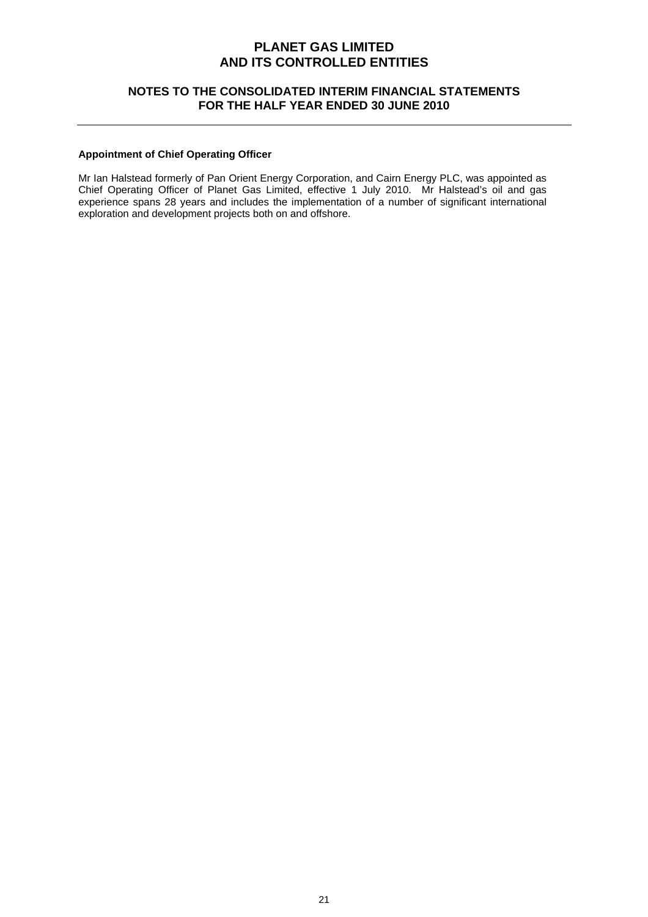**Appointment of Chief Operating Officer**

Mr Ian Halstead formerly of Pan Orient Energy Corporation, and Cairn Energy PLC, was appointed as Chief Operating Officer of Planet Gas Limited, effective 1 July 2010. Mr Halstead's oil and gas experience spans 28 years and includes the implementation of a number of significant international exploration and development projects both on and offshore.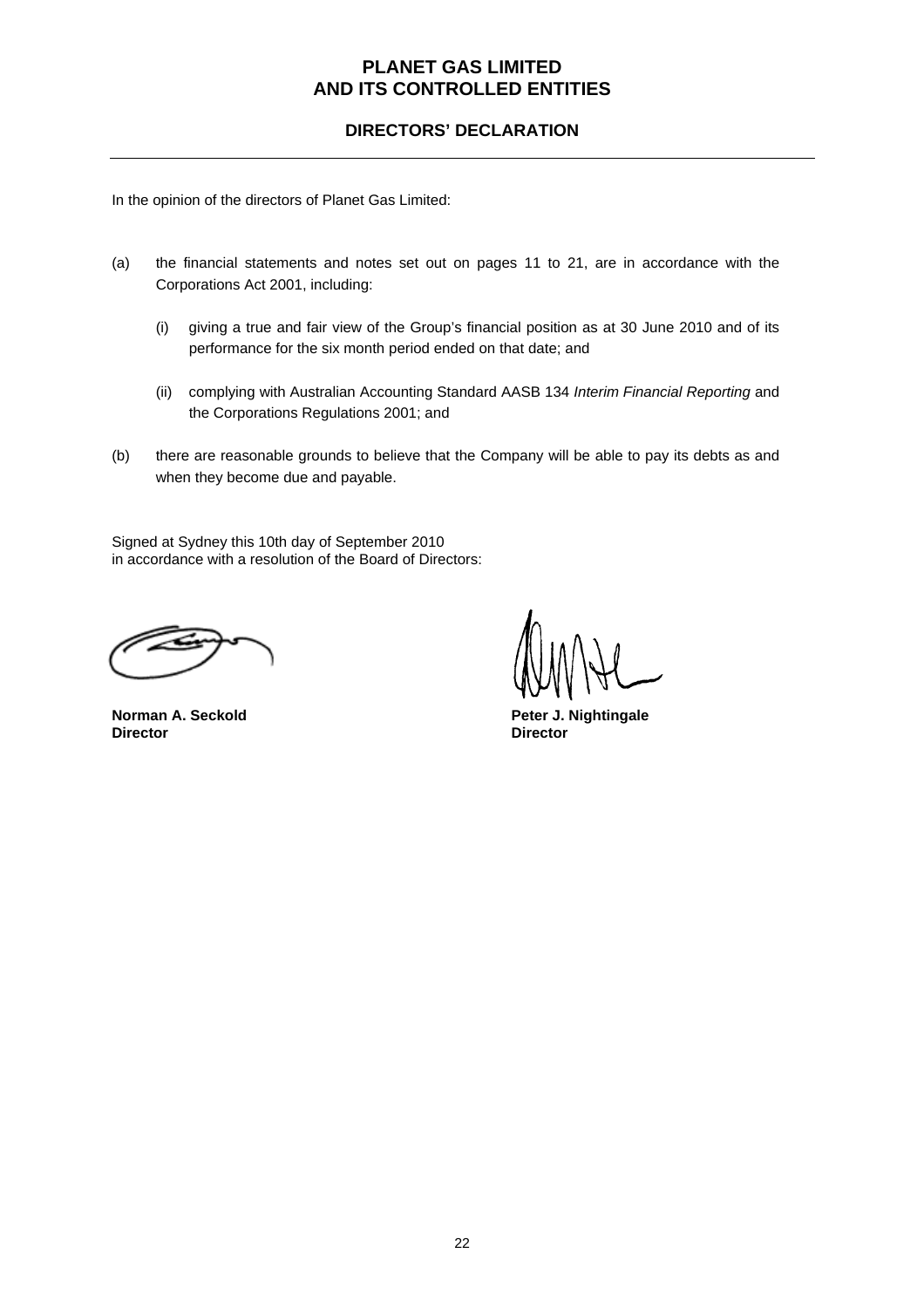# PLANET GAS LIMITED
# AND ITS CONTROLLED ENTITIES

## DIRECTORS' DECLARATION

In the opinion of the directors of Planet Gas Limited:

(a) the financial statements and notes set out on pages 11 to 21, are in accordance with the Corporations Act 2001, including:

   (i) giving a true and fair view of the Group's financial position as at 30 June 2010 and of its performance for the six month period ended on that date; and

   (ii) complying with Australian Accounting Standard AASB 134 *Interim Financial Reporting* and the Corporations Regulations 2001; and

(b) there are reasonable grounds to believe that the Company will be able to pay its debts as and when they become due and payable.

Signed at Sydney this 10th day of September 2010
in accordance with a resolution of the Board of Directors:

**Norman A. Seckold**
**Director**

**Peter J. Nightingale**
**Director**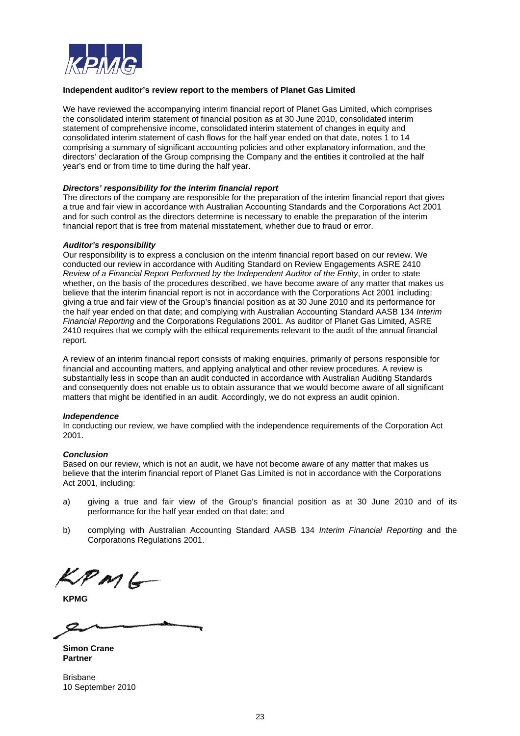**Independent auditor's review report to the members of Planet Gas Limited**

We have reviewed the accompanying interim financial report of Planet Gas Limited, which comprises the consolidated interim statement of financial position as at 30 June 2010, consolidated interim statement of comprehensive income, consolidated interim statement of changes in equity and consolidated interim statement of cash flows for the half year ended on that date, notes 1 to 14 comprising a summary of significant accounting policies and other explanatory information, and the directors' declaration of the Group comprising the Company and the entities it controlled at the half year's end or from time to time during the half year.

***Directors' responsibility for the interim financial report***

The directors of the company are responsible for the preparation of the interim financial report that gives a true and fair view in accordance with Australian Accounting Standards and the Corporations Act 2001 and for such control as the directors determine is necessary to enable the preparation of the interim financial report that is free from material misstatement, whether due to fraud or error.

***Auditor's responsibility***

Our responsibility is to express a conclusion on the interim financial report based on our review. We conducted our review in accordance with Auditing Standard on Review Engagements ASRE 2410 *Review of a Financial Report Performed by the Independent Auditor of the Entity*, in order to state whether, on the basis of the procedures described, we have become aware of any matter that makes us believe that the interim financial report is not in accordance with the Corporations Act 2001 including: giving a true and fair view of the Group's financial position as at 30 June 2010 and its performance for the half year ended on that date; and complying with Australian Accounting Standard AASB 134 *Interim Financial Reporting* and the Corporations Regulations 2001. As auditor of Planet Gas Limited, ASRE 2410 requires that we comply with the ethical requirements relevant to the audit of the annual financial report.

A review of an interim financial report consists of making enquiries, primarily of persons responsible for financial and accounting matters, and applying analytical and other review procedures. A review is substantially less in scope than an audit conducted in accordance with Australian Auditing Standards and consequently does not enable us to obtain assurance that we would become aware of all significant matters that might be identified in an audit. Accordingly, we do not express an audit opinion.

***Independence***

In conducting our review, we have complied with the independence requirements of the Corporation Act 2001.

***Conclusion***

Based on our review, which is not an audit, we have not become aware of any matter that makes us believe that the interim financial report of Planet Gas Limited is not in accordance with the Corporations Act 2001, including:

a) giving a true and fair view of the Group's financial position as at 30 June 2010 and of its performance for the half year ended on that date; and

b) complying with Australian Accounting Standard AASB 134 *Interim Financial Reporting* and the Corporations Regulations 2001.

**KPMG**

**Simon Crane**
**Partner**

Brisbane
10 September 2010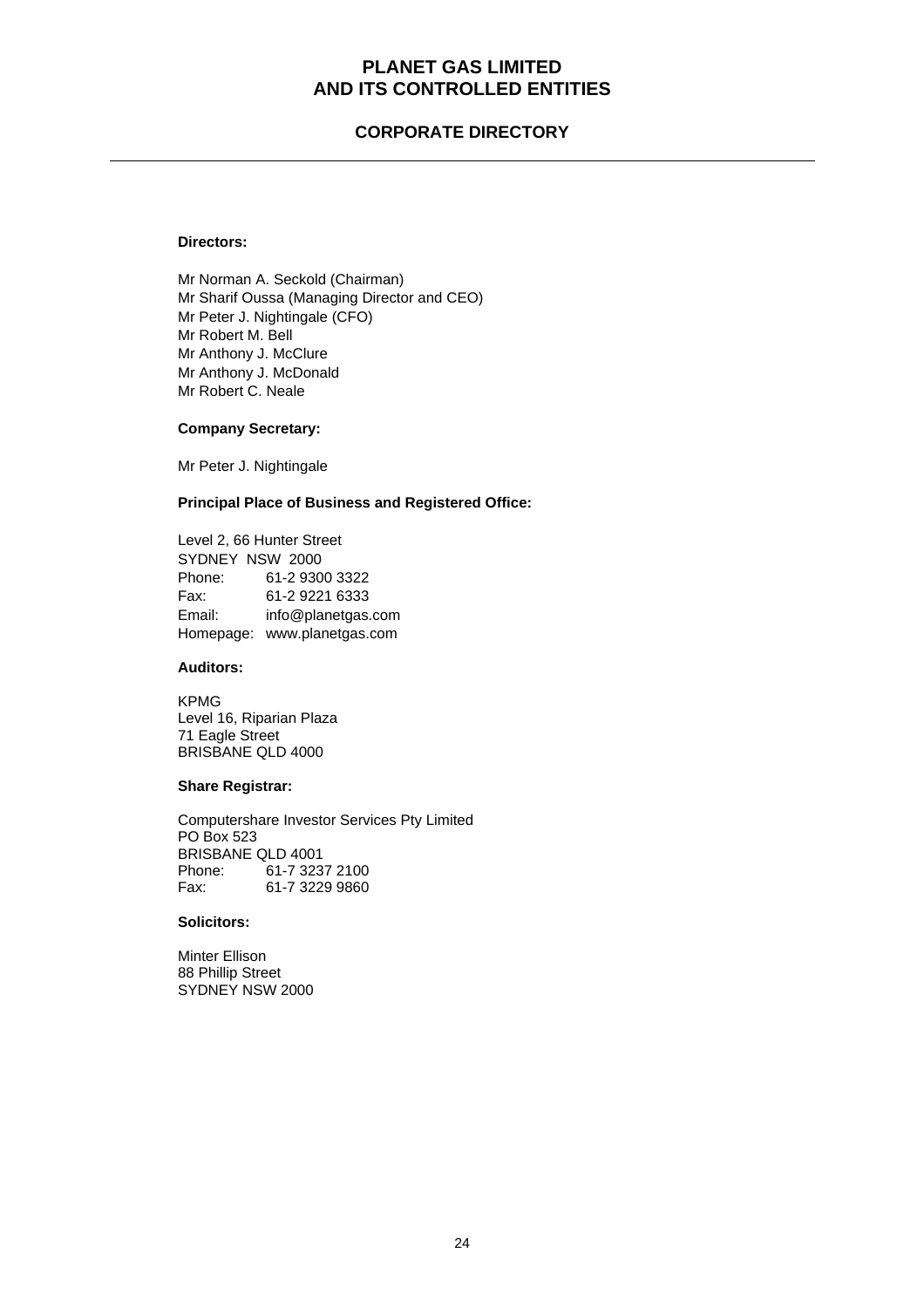# PLANET GAS LIMITED
# AND ITS CONTROLLED ENTITIES

## CORPORATE DIRECTORY

**Directors:**

Mr Norman A. Seckold (Chairman)
Mr Sharif Oussa (Managing Director and CEO)
Mr Peter J. Nightingale (CFO)
Mr Robert M. Bell
Mr Anthony J. McClure
Mr Anthony J. McDonald
Mr Robert C. Neale

**Company Secretary:**

Mr Peter J. Nightingale

**Principal Place of Business and Registered Office:**

Level 2, 66 Hunter Street
SYDNEY NSW 2000
Phone: 61-2 9300 3322
Fax: 61-2 9221 6333
Email: info@planetgas.com
Homepage: www.planetgas.com

**Auditors:**

KPMG
Level 16, Riparian Plaza
71 Eagle Street
BRISBANE QLD 4000

**Share Registrar:**

Computershare Investor Services Pty Limited
PO Box 523
BRISBANE QLD 4001
Phone: 61-7 3237 2100
Fax: 61-7 3229 9860

**Solicitors:**

Minter Ellison
88 Phillip Street
SYDNEY NSW 2000